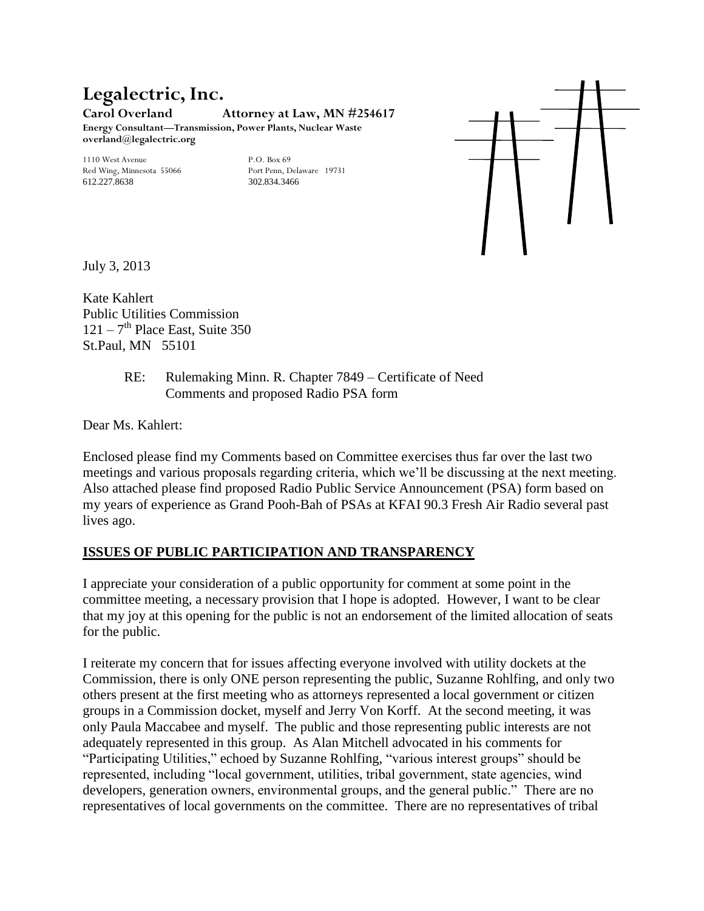# Legalectric, Inc.

**Carol Overland** **Attorney at Law, MN #254617**

**Energy Consultant—Transmission, Power Plants, Nuclear Waste**
**overland@legalectric.org**

1110 West Avenue
Red Wing, Minnesota 55066
612.227.8638

P.O. Box 69
Port Penn, Delaware 19731
302.834.3466

July 3, 2013

Kate Kahlert
Public Utilities Commission
121 – 7th Place East, Suite 350
St.Paul, MN 55101

RE: Rulemaking Minn. R. Chapter 7849 – Certificate of Need
Comments and proposed Radio PSA form

Dear Ms. Kahlert:

Enclosed please find my Comments based on Committee exercises thus far over the last two meetings and various proposals regarding criteria, which we'll be discussing at the next meeting. Also attached please find proposed Radio Public Service Announcement (PSA) form based on my years of experience as Grand Pooh-Bah of PSAs at KFAI 90.3 Fresh Air Radio several past lives ago.

## ISSUES OF PUBLIC PARTICIPATION AND TRANSPARENCY

I appreciate your consideration of a public opportunity for comment at some point in the committee meeting, a necessary provision that I hope is adopted. However, I want to be clear that my joy at this opening for the public is not an endorsement of the limited allocation of seats for the public.

I reiterate my concern that for issues affecting everyone involved with utility dockets at the Commission, there is only ONE person representing the public, Suzanne Rohlfing, and only two others present at the first meeting who as attorneys represented a local government or citizen groups in a Commission docket, myself and Jerry Von Korff. At the second meeting, it was only Paula Maccabee and myself. The public and those representing public interests are not adequately represented in this group. As Alan Mitchell advocated in his comments for "Participating Utilities," echoed by Suzanne Rohlfing, "various interest groups" should be represented, including "local government, utilities, tribal government, state agencies, wind developers, generation owners, environmental groups, and the general public." There are no representatives of local governments on the committee. There are no representatives of tribal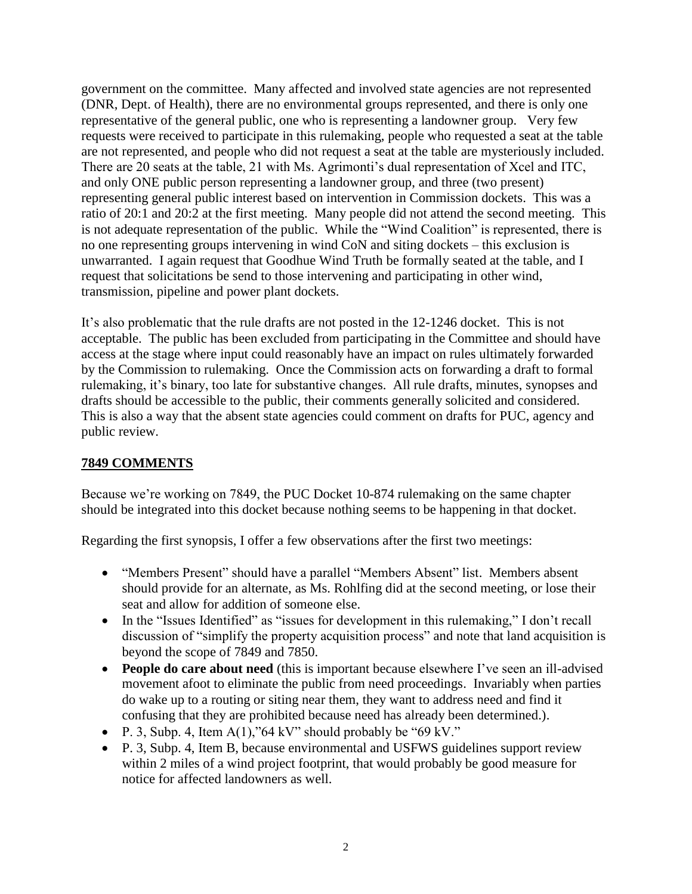government on the committee. Many affected and involved state agencies are not represented (DNR, Dept. of Health), there are no environmental groups represented, and there is only one representative of the general public, one who is representing a landowner group. Very few requests were received to participate in this rulemaking, people who requested a seat at the table are not represented, and people who did not request a seat at the table are mysteriously included. There are 20 seats at the table, 21 with Ms. Agrimonti's dual representation of Xcel and ITC, and only ONE public person representing a landowner group, and three (two present) representing general public interest based on intervention in Commission dockets. This was a ratio of 20:1 and 20:2 at the first meeting. Many people did not attend the second meeting. This is not adequate representation of the public. While the "Wind Coalition" is represented, there is no one representing groups intervening in wind CoN and siting dockets – this exclusion is unwarranted. I again request that Goodhue Wind Truth be formally seated at the table, and I request that solicitations be send to those intervening and participating in other wind, transmission, pipeline and power plant dockets.

It's also problematic that the rule drafts are not posted in the 12-1246 docket. This is not acceptable. The public has been excluded from participating in the Committee and should have access at the stage where input could reasonably have an impact on rules ultimately forwarded by the Commission to rulemaking. Once the Commission acts on forwarding a draft to formal rulemaking, it's binary, too late for substantive changes. All rule drafts, minutes, synopses and drafts should be accessible to the public, their comments generally solicited and considered. This is also a way that the absent state agencies could comment on drafts for PUC, agency and public review.

## 7849 COMMENTS

Because we're working on 7849, the PUC Docket 10-874 rulemaking on the same chapter should be integrated into this docket because nothing seems to be happening in that docket.

Regarding the first synopsis, I offer a few observations after the first two meetings:

- "Members Present" should have a parallel "Members Absent" list. Members absent should provide for an alternate, as Ms. Rohlfing did at the second meeting, or lose their seat and allow for addition of someone else.
- In the "Issues Identified" as "issues for development in this rulemaking," I don't recall discussion of "simplify the property acquisition process" and note that land acquisition is beyond the scope of 7849 and 7850.
- **People do care about need** (this is important because elsewhere I've seen an ill-advised movement afoot to eliminate the public from need proceedings. Invariably when parties do wake up to a routing or siting near them, they want to address need and find it confusing that they are prohibited because need has already been determined.).
- P. 3, Subp. 4, Item A(1),"64 kV" should probably be "69 kV."
- P. 3, Subp. 4, Item B, because environmental and USFWS guidelines support review within 2 miles of a wind project footprint, that would probably be good measure for notice for affected landowners as well.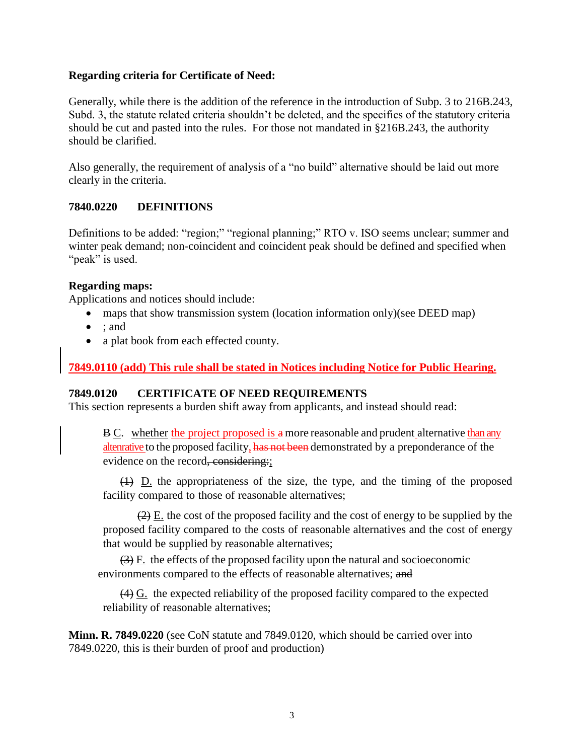**Regarding criteria for Certificate of Need:**

Generally, while there is the addition of the reference in the introduction of Subp. 3 to 216B.243, Subd. 3, the statute related criteria shouldn't be deleted, and the specifics of the statutory criteria should be cut and pasted into the rules. For those not mandated in §216B.243, the authority should be clarified.

Also generally, the requirement of analysis of a "no build" alternative should be laid out more clearly in the criteria.

### 7840.0220 DEFINITIONS

Definitions to be added: "region;" "regional planning;" RTO v. ISO seems unclear; summer and winter peak demand; non-coincident and coincident peak should be defined and specified when "peak" is used.

**Regarding maps:**
Applications and notices should include:

- maps that show transmission system (location information only)(see DEED map)
- ; and
- a plat book from each effected county.

<u>**7849.0110 (add) This rule shall be stated in Notices including Notice for Public Hearing.**</u>

### 7849.0120 CERTIFICATE OF NEED REQUIREMENTS

This section represents a burden shift away from applicants, and instead should read:

> ~~B~~ <u>C</u>. <u>whether</u> <u>the project proposed is</u> ~~a~~ more reasonable and prudent alternative <u>than any altenrative</u> to the proposed facility<u>,</u> ~~has not been~~ demonstrated by a preponderance of the evidence on the record~~, considering:~~<u>;</u>
>
> ~~(1)~~ <u>D.</u> the appropriateness of the size, the type, and the timing of the proposed facility compared to those of reasonable alternatives;
>
> ~~(2)~~ <u>E.</u> the cost of the proposed facility and the cost of energy to be supplied by the proposed facility compared to the costs of reasonable alternatives and the cost of energy that would be supplied by reasonable alternatives;
>
> ~~(3)~~ <u>F.</u> the effects of the proposed facility upon the natural and socioeconomic environments compared to the effects of reasonable alternatives; ~~and~~
>
> ~~(4)~~ <u>G.</u> the expected reliability of the proposed facility compared to the expected reliability of reasonable alternatives;

**Minn. R. 7849.0220** (see CoN statute and 7849.0120, which should be carried over into 7849.0220, this is their burden of proof and production)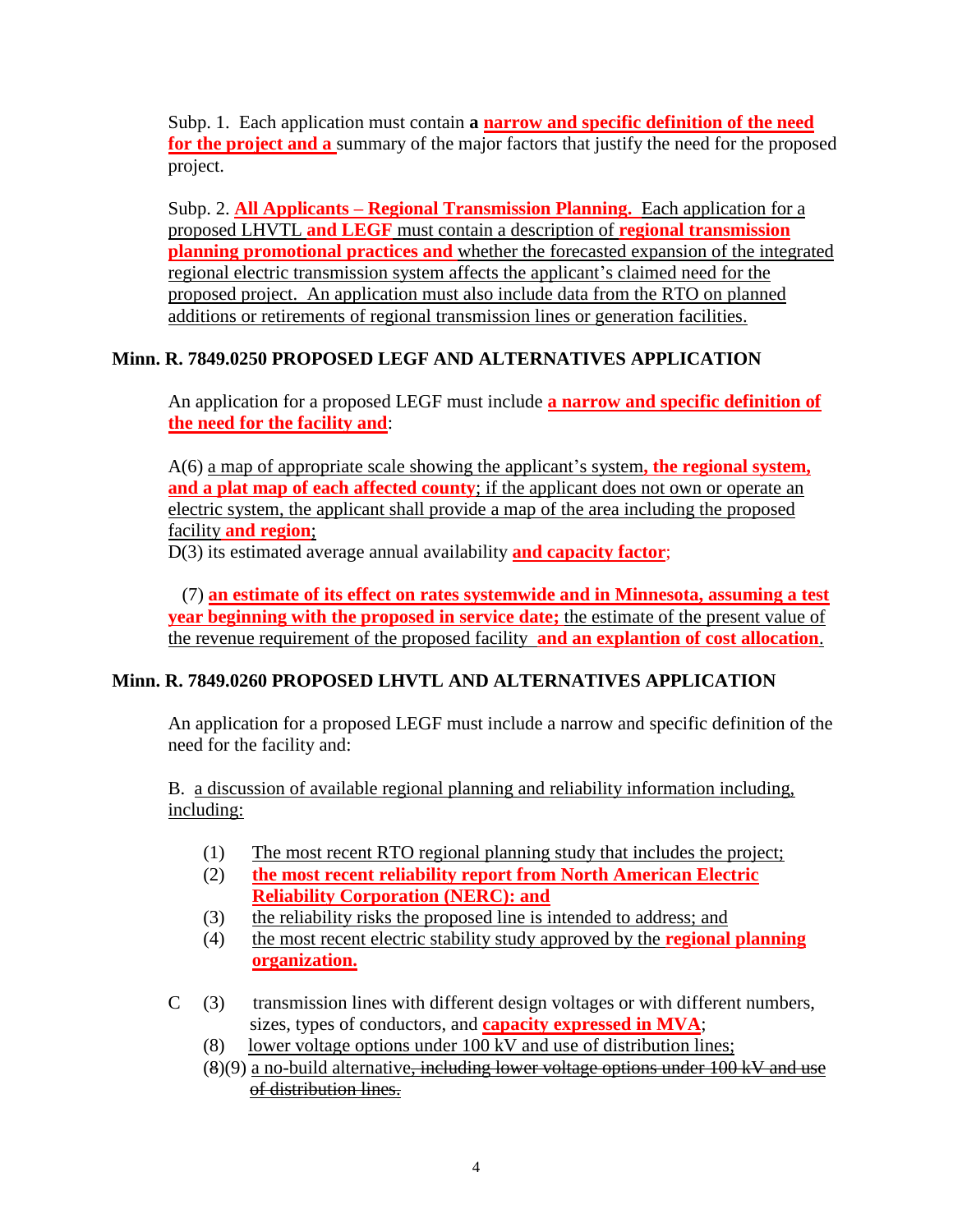Subp. 1. Each application must contain **a narrow and specific definition of the need for the project and a** summary of the major factors that justify the need for the proposed project.

Subp. 2. **All Applicants – Regional Transmission Planning.** Each application for a proposed LHVTL **and LEGF** must contain a description of **regional transmission planning promotional practices and** whether the forecasted expansion of the integrated regional electric transmission system affects the applicant's claimed need for the proposed project. An application must also include data from the RTO on planned additions or retirements of regional transmission lines or generation facilities.

## Minn. R. 7849.0250 PROPOSED LEGF AND ALTERNATIVES APPLICATION

An application for a proposed LEGF must include **a narrow and specific definition of the need for the facility and**:

A(6) a map of appropriate scale showing the applicant's system**, the regional system, and a plat map of each affected county**; if the applicant does not own or operate an electric system, the applicant shall provide a map of the area including the proposed facility **and region**;

D(3) its estimated average annual availability **and capacity factor**;

(7) **an estimate of its effect on rates systemwide and in Minnesota, assuming a test year beginning with the proposed in service date;** the estimate of the present value of the revenue requirement of the proposed facility **and an explantion of cost allocation**.

## Minn. R. 7849.0260 PROPOSED LHVTL AND ALTERNATIVES APPLICATION

An application for a proposed LEGF must include a narrow and specific definition of the need for the facility and:

B. a discussion of available regional planning and reliability information including, including:

1. The most recent RTO regional planning study that includes the project;
2. **the most recent reliability report from North American Electric Reliability Corporation (NERC): and**
3. the reliability risks the proposed line is intended to address; and
4. the most recent electric stability study approved by the **regional planning organization.**

C (3) transmission lines with different design voltages or with different numbers, sizes, types of conductors, and **capacity expressed in MVA**;

(8) lower voltage options under 100 kV and use of distribution lines;

(~~8~~)(9) a no-build alternative~~, including lower voltage options under 100 kV and use of distribution lines.~~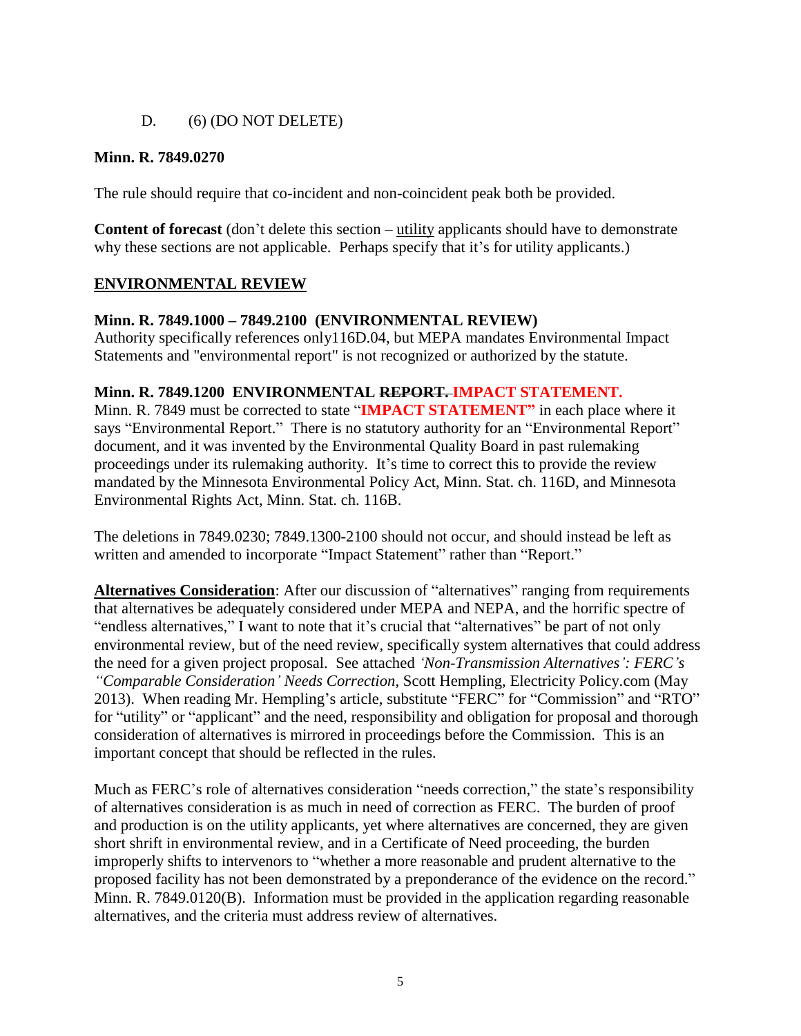D. (6) (DO NOT DELETE)

**Minn. R. 7849.0270**

The rule should require that co-incident and non-coincident peak both be provided.

**Content of forecast** (don't delete this section – <u>utility</u> applicants should have to demonstrate why these sections are not applicable. Perhaps specify that it's for utility applicants.)

**<u>ENVIRONMENTAL REVIEW</u>**

**Minn. R. 7849.1000 – 7849.2100 (ENVIRONMENTAL REVIEW)**
Authority specifically references only116D.04, but MEPA mandates Environmental Impact Statements and "environmental report" is not recognized or authorized by the statute.

**Minn. R. 7849.1200 ENVIRONMENTAL ~~REPORT.~~ IMPACT STATEMENT.**
Minn. R. 7849 must be corrected to state "**IMPACT STATEMENT"** in each place where it says "Environmental Report." There is no statutory authority for an "Environmental Report" document, and it was invented by the Environmental Quality Board in past rulemaking proceedings under its rulemaking authority. It's time to correct this to provide the review mandated by the Minnesota Environmental Policy Act, Minn. Stat. ch. 116D, and Minnesota Environmental Rights Act, Minn. Stat. ch. 116B.

The deletions in 7849.0230; 7849.1300-2100 should not occur, and should instead be left as written and amended to incorporate "Impact Statement" rather than "Report."

**<u>Alternatives Consideration</u>**: After our discussion of "alternatives" ranging from requirements that alternatives be adequately considered under MEPA and NEPA, and the horrific spectre of "endless alternatives," I want to note that it's crucial that "alternatives" be part of not only environmental review, but of the need review, specifically system alternatives that could address the need for a given project proposal. See attached *'Non-Transmission Alternatives': FERC's "Comparable Consideration' Needs Correction*, Scott Hempling, Electricity Policy.com (May 2013). When reading Mr. Hempling's article, substitute "FERC" for "Commission" and "RTO" for "utility" or "applicant" and the need, responsibility and obligation for proposal and thorough consideration of alternatives is mirrored in proceedings before the Commission. This is an important concept that should be reflected in the rules.

Much as FERC's role of alternatives consideration "needs correction," the state's responsibility of alternatives consideration is as much in need of correction as FERC. The burden of proof and production is on the utility applicants, yet where alternatives are concerned, they are given short shrift in environmental review, and in a Certificate of Need proceeding, the burden improperly shifts to intervenors to "whether a more reasonable and prudent alternative to the proposed facility has not been demonstrated by a preponderance of the evidence on the record." Minn. R. 7849.0120(B). Information must be provided in the application regarding reasonable alternatives, and the criteria must address review of alternatives.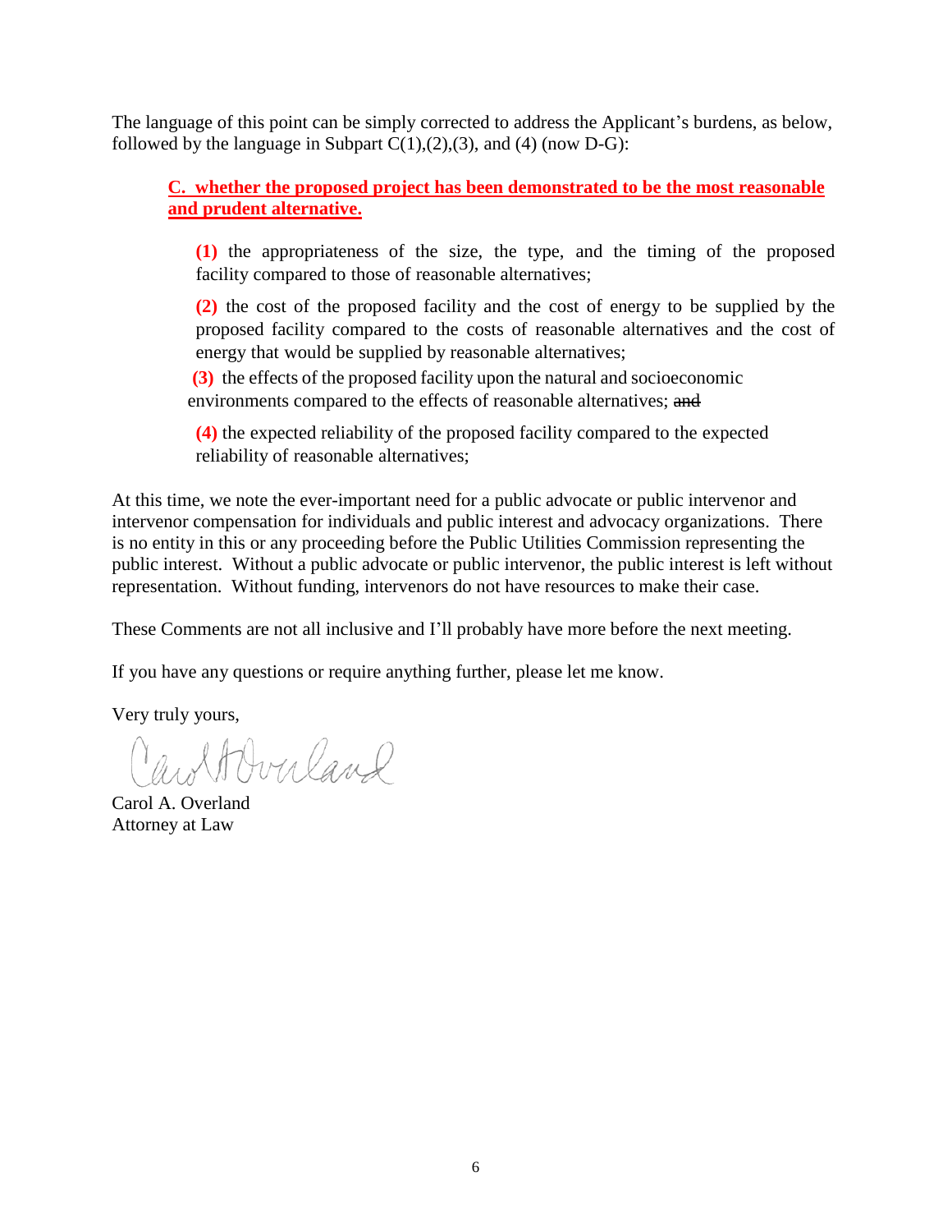The language of this point can be simply corrected to address the Applicant's burdens, as below, followed by the language in Subpart C(1),(2),(3), and (4) (now D-G):

> **<u>C. whether the proposed project has been demonstrated to be the most reasonable and prudent alternative.</u>**
>
> **(1)** the appropriateness of the size, the type, and the timing of the proposed facility compared to those of reasonable alternatives;
>
> **(2)** the cost of the proposed facility and the cost of energy to be supplied by the proposed facility compared to the costs of reasonable alternatives and the cost of energy that would be supplied by reasonable alternatives;
>
> **(3)** the effects of the proposed facility upon the natural and socioeconomic environments compared to the effects of reasonable alternatives; ~~and~~
>
> **(4)** the expected reliability of the proposed facility compared to the expected reliability of reasonable alternatives;

At this time, we note the ever-important need for a public advocate or public intervenor and intervenor compensation for individuals and public interest and advocacy organizations. There is no entity in this or any proceeding before the Public Utilities Commission representing the public interest. Without a public advocate or public intervenor, the public interest is left without representation. Without funding, intervenors do not have resources to make their case.

These Comments are not all inclusive and I'll probably have more before the next meeting.

If you have any questions or require anything further, please let me know.

Very truly yours,

Carol A. Overland

Carol A. Overland
Attorney at Law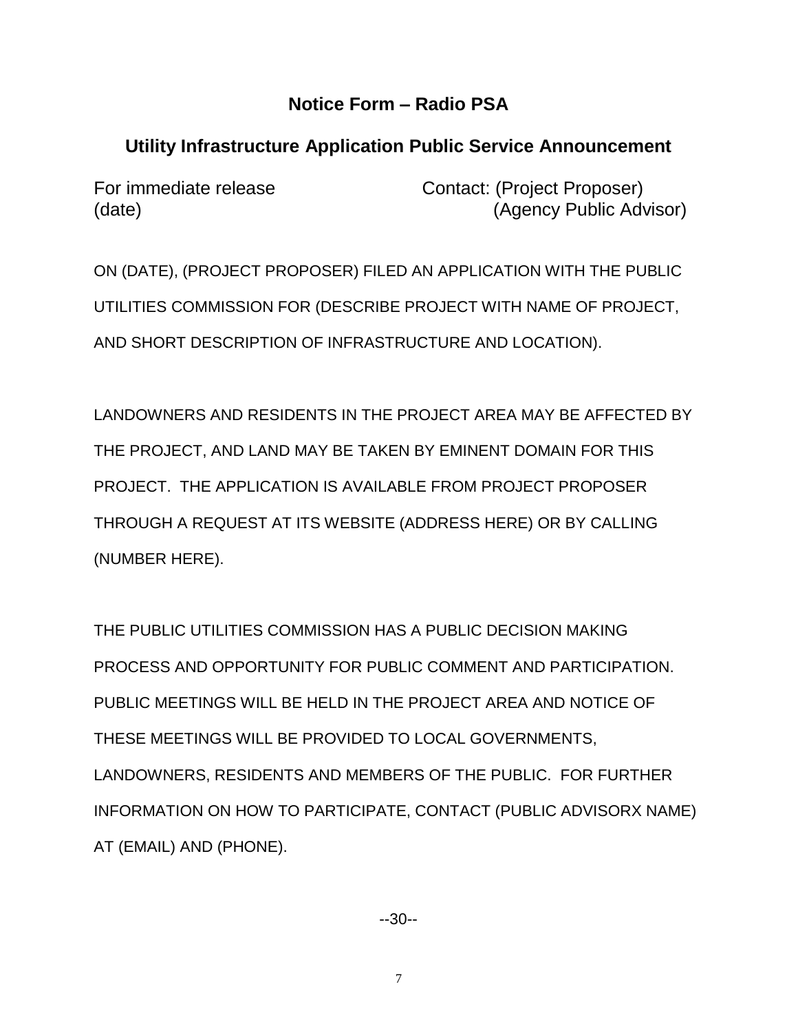## Notice Form – Radio PSA

## Utility Infrastructure Application Public Service Announcement

For immediate release  
(date)

Contact: (Project Proposer)  
(Agency Public Advisor)

ON (DATE), (PROJECT PROPOSER) FILED AN APPLICATION WITH THE PUBLIC UTILITIES COMMISSION FOR (DESCRIBE PROJECT WITH NAME OF PROJECT, AND SHORT DESCRIPTION OF INFRASTRUCTURE AND LOCATION).

LANDOWNERS AND RESIDENTS IN THE PROJECT AREA MAY BE AFFECTED BY THE PROJECT, AND LAND MAY BE TAKEN BY EMINENT DOMAIN FOR THIS PROJECT. THE APPLICATION IS AVAILABLE FROM PROJECT PROPOSER THROUGH A REQUEST AT ITS WEBSITE (ADDRESS HERE) OR BY CALLING (NUMBER HERE).

THE PUBLIC UTILITIES COMMISSION HAS A PUBLIC DECISION MAKING PROCESS AND OPPORTUNITY FOR PUBLIC COMMENT AND PARTICIPATION. PUBLIC MEETINGS WILL BE HELD IN THE PROJECT AREA AND NOTICE OF THESE MEETINGS WILL BE PROVIDED TO LOCAL GOVERNMENTS, LANDOWNERS, RESIDENTS AND MEMBERS OF THE PUBLIC. FOR FURTHER INFORMATION ON HOW TO PARTICIPATE, CONTACT (PUBLIC ADVISORX NAME) AT (EMAIL) AND (PHONE).

--30--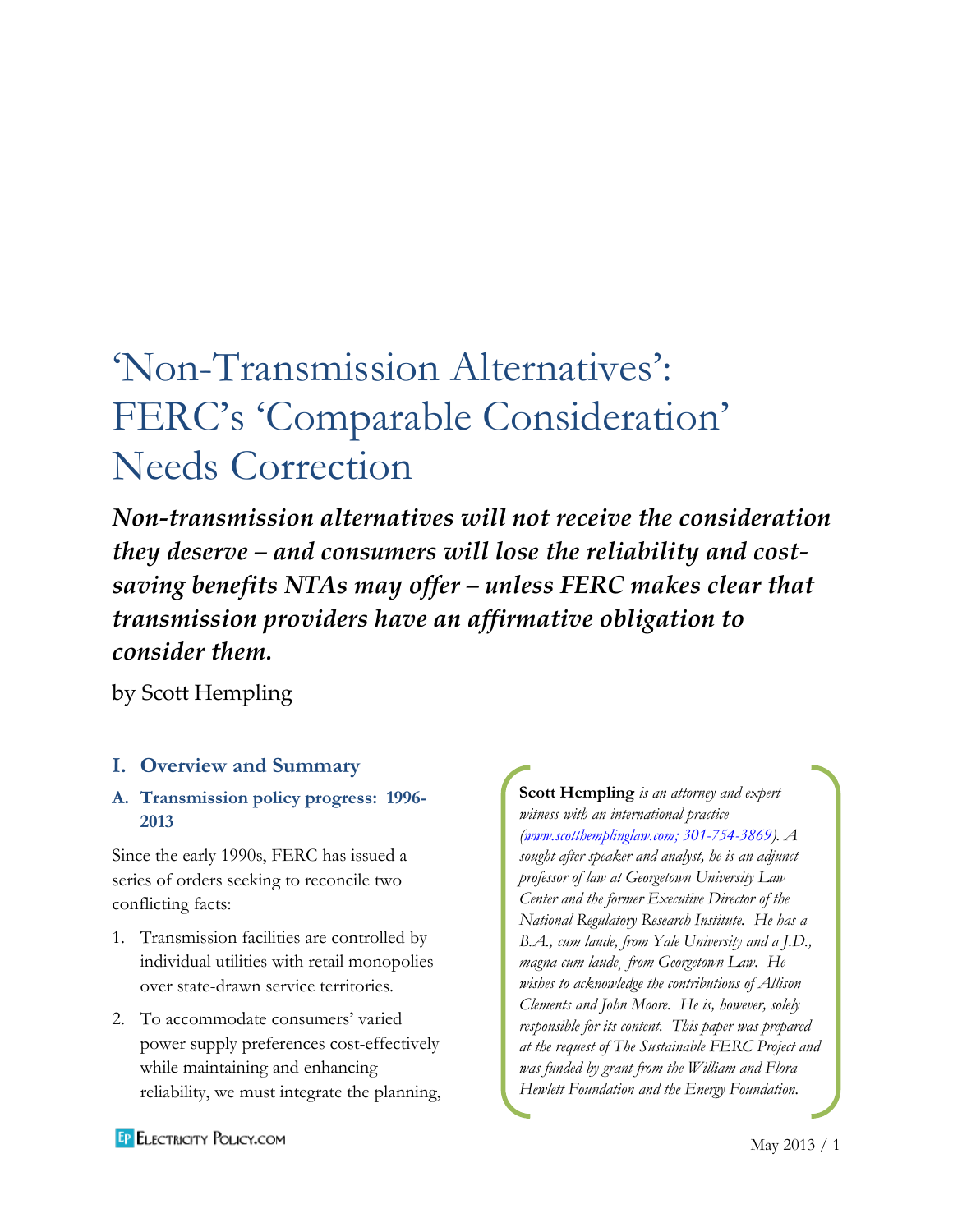# 'Non-Transmission Alternatives': FERC's 'Comparable Consideration' Needs Correction

***Non-transmission alternatives will not receive the consideration they deserve – and consumers will lose the reliability and cost-saving benefits NTAs may offer – unless FERC makes clear that transmission providers have an affirmative obligation to consider them.***

by Scott Hempling

**Scott Hempling** *is an attorney and expert witness with an international practice (www.scotthemplinglaw.com; 301-754-3869). A sought after speaker and analyst, he is an adjunct professor of law at Georgetown University Law Center and the former Executive Director of the National Regulatory Research Institute. He has a B.A., cum laude, from Yale University and a J.D., magna cum laude, from Georgetown Law. He wishes to acknowledge the contributions of Allison Clements and John Moore. He is, however, solely responsible for its content. This paper was prepared at the request of The Sustainable FERC Project and was funded by grant from the William and Flora Hewlett Foundation and the Energy Foundation.*

## I. Overview and Summary

### A. Transmission policy progress: 1996-2013

Since the early 1990s, FERC has issued a series of orders seeking to reconcile two conflicting facts:

1. Transmission facilities are controlled by individual utilities with retail monopolies over state-drawn service territories.
2. To accommodate consumers' varied power supply preferences cost-effectively while maintaining and enhancing reliability, we must integrate the planning,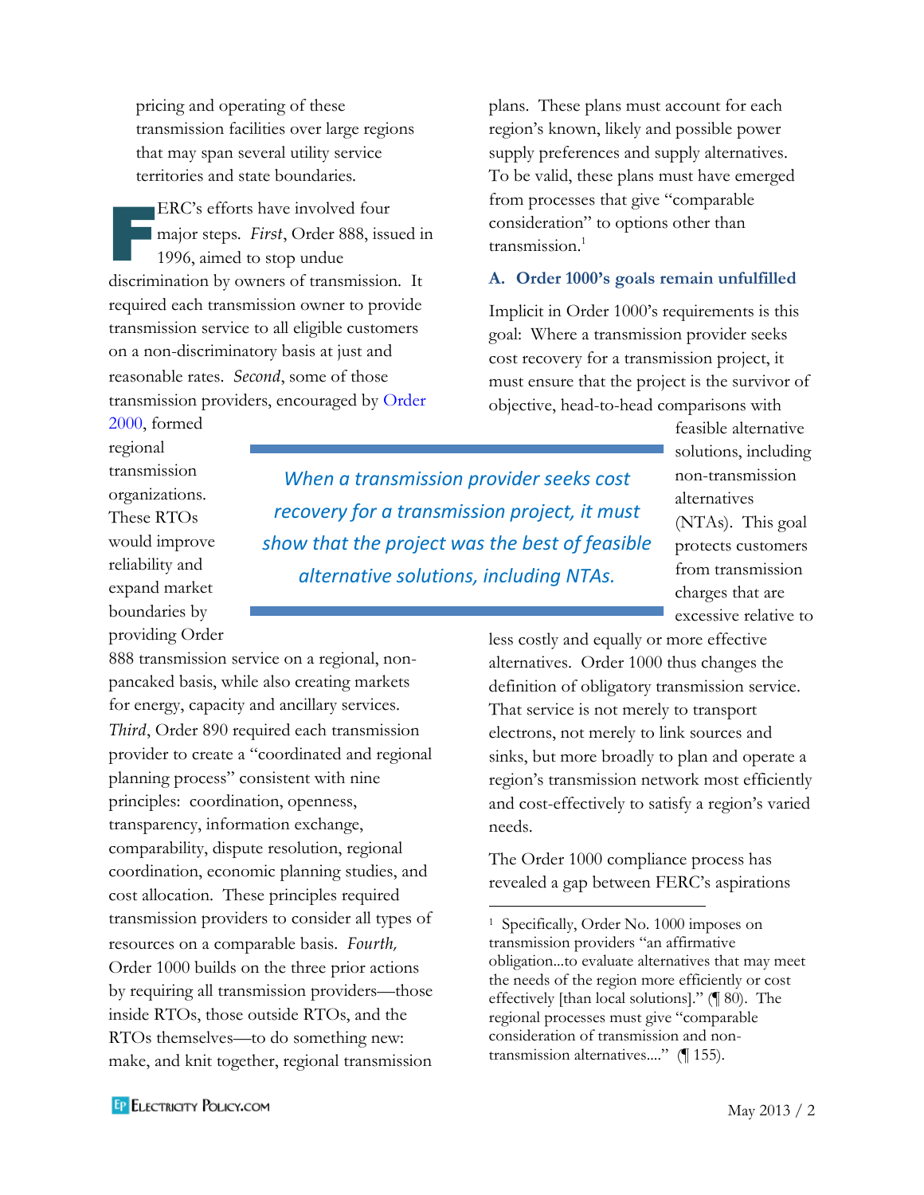pricing and operating of these transmission facilities over large regions that may span several utility service territories and state boundaries.

FERC's efforts have involved four major steps. *First*, Order 888, issued in 1996, aimed to stop undue discrimination by owners of transmission. It required each transmission owner to provide transmission service to all eligible customers on a non-discriminatory basis at just and reasonable rates. *Second*, some of those transmission providers, encouraged by Order 2000, formed regional transmission organizations. These RTOs would improve reliability and expand market boundaries by providing Order 888 transmission service on a regional, non-pancaked basis, while also creating markets for energy, capacity and ancillary services. *Third*, Order 890 required each transmission provider to create a "coordinated and regional planning process" consistent with nine principles: coordination, openness, transparency, information exchange, comparability, dispute resolution, regional coordination, economic planning studies, and cost allocation. These principles required transmission providers to consider all types of resources on a comparable basis. *Fourth,* Order 1000 builds on the three prior actions by requiring all transmission providers—those inside RTOs, those outside RTOs, and the RTOs themselves—to do something new: make, and knit together, regional transmission plans. These plans must account for each region's known, likely and possible power supply preferences and supply alternatives. To be valid, these plans must have emerged from processes that give "comparable consideration" to options other than transmission.[1]

## A. Order 1000's goals remain unfulfilled

Implicit in Order 1000's requirements is this goal: Where a transmission provider seeks cost recovery for a transmission project, it must ensure that the project is the survivor of objective, head-to-head comparisons with feasible alternative solutions, including non-transmission alternatives (NTAs). This goal protects customers from transmission charges that are excessive relative to less costly and equally or more effective alternatives. Order 1000 thus changes the definition of obligatory transmission service. That service is not merely to transport electrons, not merely to link sources and sinks, but more broadly to plan and operate a region's transmission network most efficiently and cost-effectively to satisfy a region's varied needs.

> *When a transmission provider seeks cost recovery for a transmission project, it must show that the project was the best of feasible alternative solutions, including NTAs.*

The Order 1000 compliance process has revealed a gap between FERC's aspirations

---

[1] Specifically, Order No. 1000 imposes on transmission providers "an affirmative obligation...to evaluate alternatives that may meet the needs of the region more efficiently or cost effectively [than local solutions]." (¶ 80). The regional processes must give "comparable consideration of transmission and non-transmission alternatives...." (¶ 155).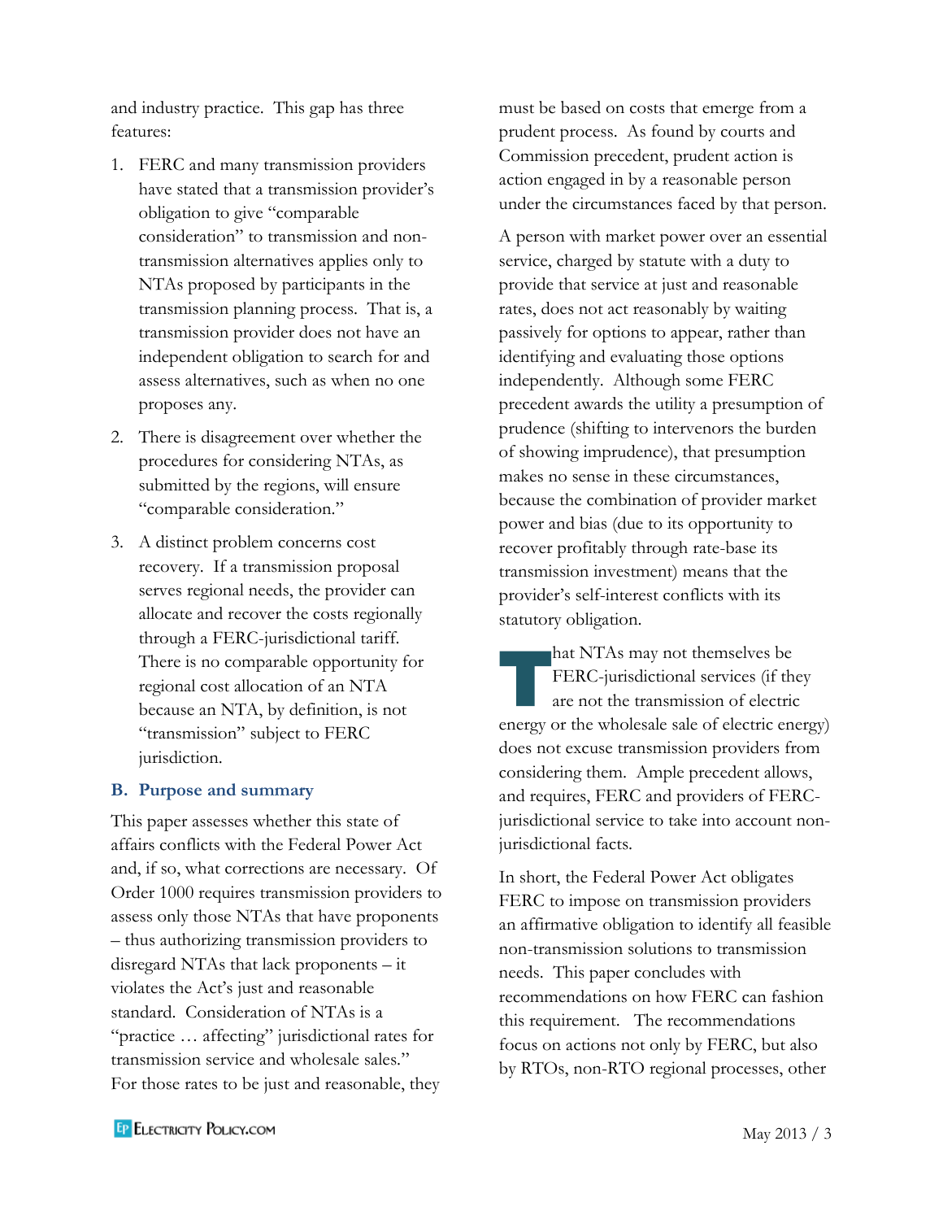and industry practice. This gap has three features:

1. FERC and many transmission providers have stated that a transmission provider's obligation to give "comparable consideration" to transmission and non-transmission alternatives applies only to NTAs proposed by participants in the transmission planning process. That is, a transmission provider does not have an independent obligation to search for and assess alternatives, such as when no one proposes any.
2. There is disagreement over whether the procedures for considering NTAs, as submitted by the regions, will ensure "comparable consideration."
3. A distinct problem concerns cost recovery. If a transmission proposal serves regional needs, the provider can allocate and recover the costs regionally through a FERC-jurisdictional tariff. There is no comparable opportunity for regional cost allocation of an NTA because an NTA, by definition, is not "transmission" subject to FERC jurisdiction.

### B. Purpose and summary

This paper assesses whether this state of affairs conflicts with the Federal Power Act and, if so, what corrections are necessary. Of Order 1000 requires transmission providers to assess only those NTAs that have proponents – thus authorizing transmission providers to disregard NTAs that lack proponents – it violates the Act's just and reasonable standard. Consideration of NTAs is a "practice … affecting" jurisdictional rates for transmission service and wholesale sales." For those rates to be just and reasonable, they must be based on costs that emerge from a prudent process. As found by courts and Commission precedent, prudent action is action engaged in by a reasonable person under the circumstances faced by that person.

A person with market power over an essential service, charged by statute with a duty to provide that service at just and reasonable rates, does not act reasonably by waiting passively for options to appear, rather than identifying and evaluating those options independently. Although some FERC precedent awards the utility a presumption of prudence (shifting to intervenors the burden of showing imprudence), that presumption makes no sense in these circumstances, because the combination of provider market power and bias (due to its opportunity to recover profitably through rate-base its transmission investment) means that the provider's self-interest conflicts with its statutory obligation.

That NTAs may not themselves be FERC-jurisdictional services (if they are not the transmission of electric energy or the wholesale sale of electric energy) does not excuse transmission providers from considering them. Ample precedent allows, and requires, FERC and providers of FERC-jurisdictional service to take into account non-jurisdictional facts.

In short, the Federal Power Act obligates FERC to impose on transmission providers an affirmative obligation to identify all feasible non-transmission solutions to transmission needs. This paper concludes with recommendations on how FERC can fashion this requirement. The recommendations focus on actions not only by FERC, but also by RTOs, non-RTO regional processes, other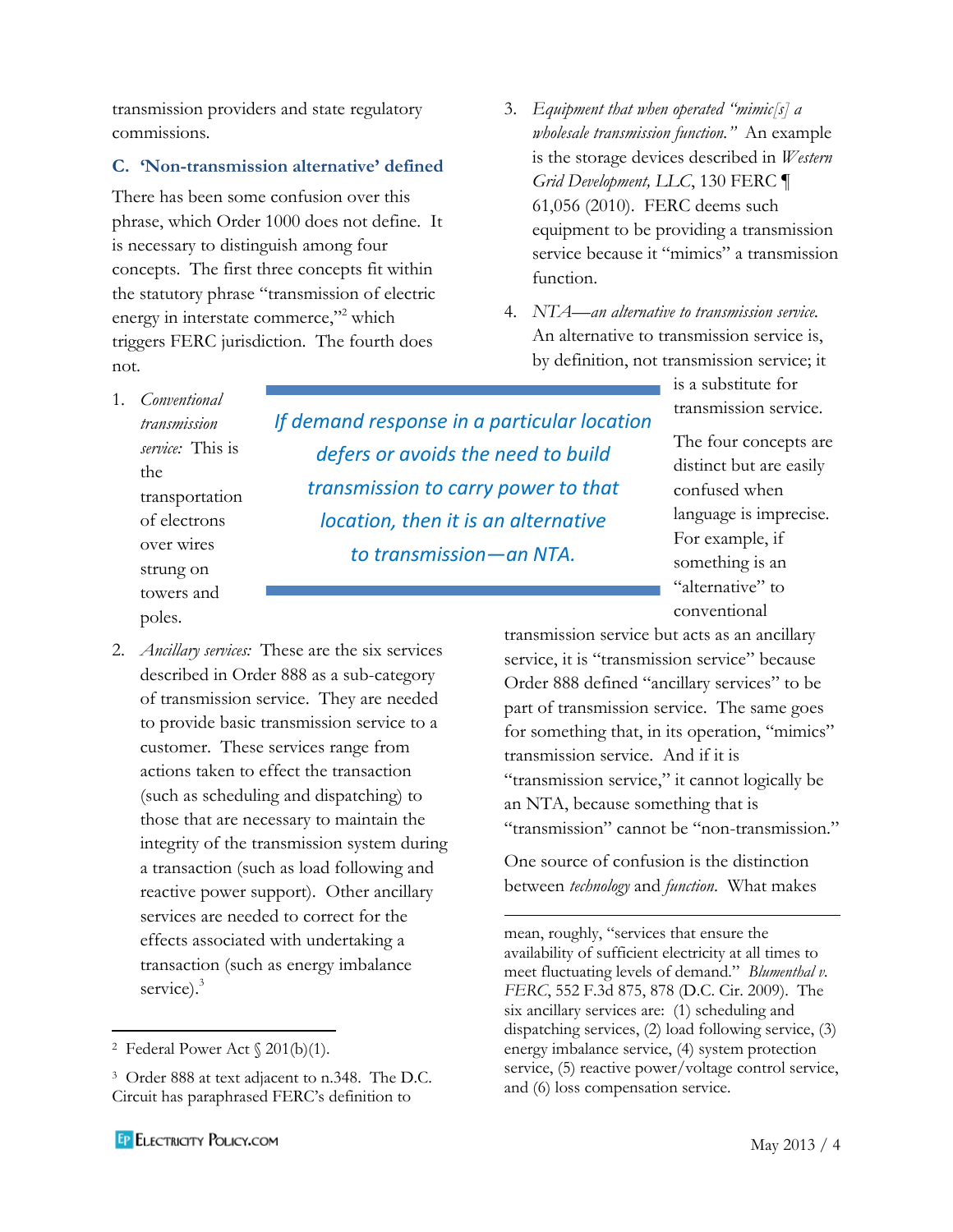transmission providers and state regulatory commissions.

### C. 'Non-transmission alternative' defined

There has been some confusion over this phrase, which Order 1000 does not define. It is necessary to distinguish among four concepts. The first three concepts fit within the statutory phrase "transmission of electric energy in interstate commerce,"[2] which triggers FERC jurisdiction. The fourth does not.

1. *Conventional transmission service:* This is the transportation of electrons over wires strung on towers and poles.
2. *Ancillary services:* These are the six services described in Order 888 as a sub-category of transmission service. They are needed to provide basic transmission service to a customer. These services range from actions taken to effect the transaction (such as scheduling and dispatching) to those that are necessary to maintain the integrity of the transmission system during a transaction (such as load following and reactive power support). Other ancillary services are needed to correct for the effects associated with undertaking a transaction (such as energy imbalance service).[3]
3. *Equipment that when operated "mimic[s] a wholesale transmission function."* An example is the storage devices described in *Western Grid Development, LLC*, 130 FERC ¶ 61,056 (2010). FERC deems such equipment to be providing a transmission service because it "mimics" a transmission function.
4. *NTA—an alternative to transmission service.* An alternative to transmission service is, by definition, not transmission service; it is a substitute for transmission service.

> *If demand response in a particular location defers or avoids the need to build transmission to carry power to that location, then it is an alternative to transmission—an NTA.*

The four concepts are distinct but are easily confused when language is imprecise. For example, if something is an "alternative" to conventional transmission service but acts as an ancillary service, it is "transmission service" because Order 888 defined "ancillary services" to be part of transmission service. The same goes for something that, in its operation, "mimics" transmission service. And if it is "transmission service," it cannot logically be an NTA, because something that is "transmission" cannot be "non-transmission."

One source of confusion is the distinction between *technology* and *function*. What makes

---

[2] Federal Power Act § 201(b)(1).

[3] Order 888 at text adjacent to n.348. The D.C. Circuit has paraphrased FERC's definition to mean, roughly, "services that ensure the availability of sufficient electricity at all times to meet fluctuating levels of demand." *Blumenthal v. FERC*, 552 F.3d 875, 878 (D.C. Cir. 2009). The six ancillary services are: (1) scheduling and dispatching services, (2) load following service, (3) energy imbalance service, (4) system protection service, (5) reactive power/voltage control service, and (6) loss compensation service.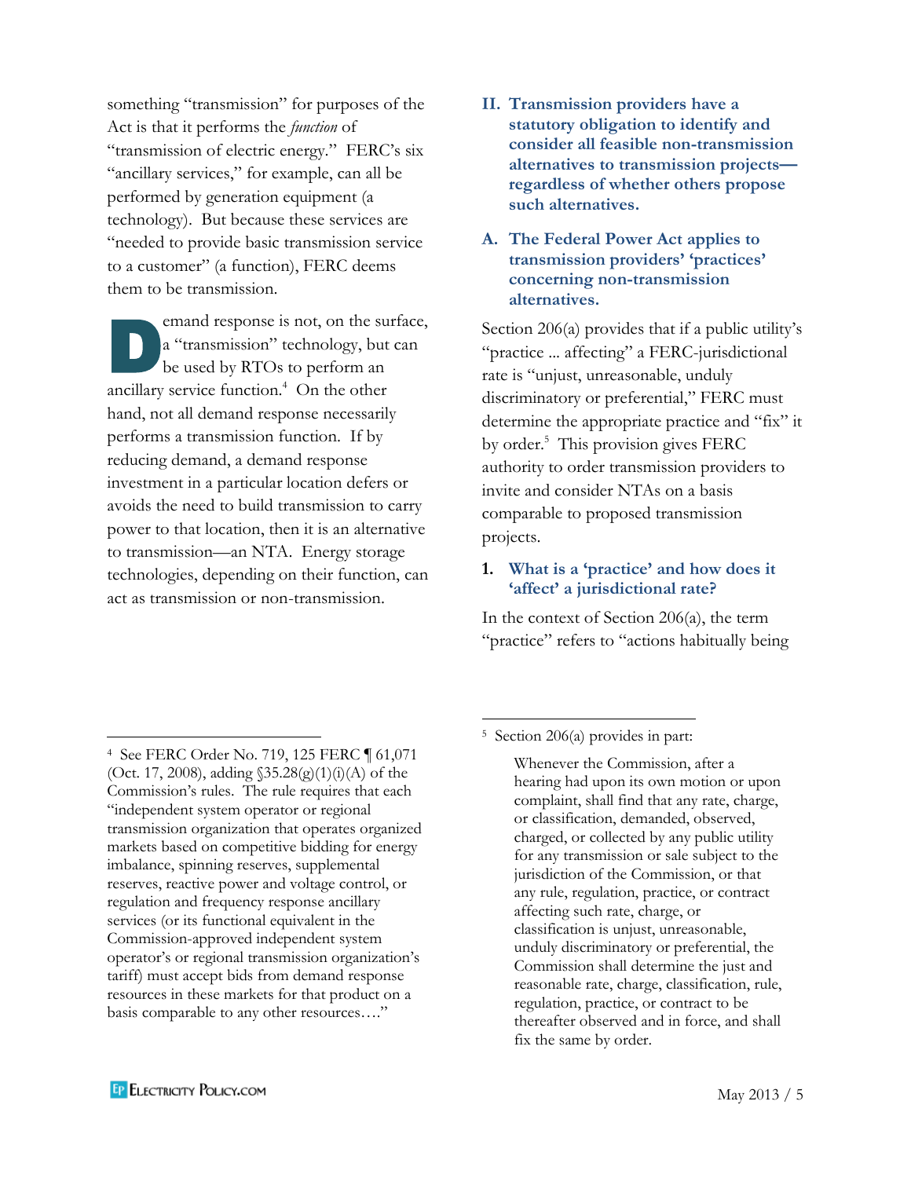something "transmission" for purposes of the Act is that it performs the *function* of "transmission of electric energy." FERC's six "ancillary services," for example, can all be performed by generation equipment (a technology). But because these services are "needed to provide basic transmission service to a customer" (a function), FERC deems them to be transmission.

Demand response is not, on the surface, a "transmission" technology, but can be used by RTOs to perform an ancillary service function.[4] On the other hand, not all demand response necessarily performs a transmission function. If by reducing demand, a demand response investment in a particular location defers or avoids the need to build transmission to carry power to that location, then it is an alternative to transmission—an NTA. Energy storage technologies, depending on their function, can act as transmission or non-transmission.

## II. Transmission providers have a statutory obligation to identify and consider all feasible non-transmission alternatives to transmission projects—regardless of whether others propose such alternatives.

### A. The Federal Power Act applies to transmission providers' 'practices' concerning non-transmission alternatives.

Section 206(a) provides that if a public utility's "practice ... affecting" a FERC-jurisdictional rate is "unjust, unreasonable, unduly discriminatory or preferential," FERC must determine the appropriate practice and "fix" it by order.[5] This provision gives FERC authority to order transmission providers to invite and consider NTAs on a basis comparable to proposed transmission projects.

#### 1. What is a 'practice' and how does it 'affect' a jurisdictional rate?

In the context of Section 206(a), the term "practice" refers to "actions habitually being

---

[4] See FERC Order No. 719, 125 FERC ¶ 61,071 (Oct. 17, 2008), adding §35.28(g)(1)(i)(A) of the Commission's rules. The rule requires that each "independent system operator or regional transmission organization that operates organized markets based on competitive bidding for energy imbalance, spinning reserves, supplemental reserves, reactive power and voltage control, or regulation and frequency response ancillary services (or its functional equivalent in the Commission-approved independent system operator's or regional transmission organization's tariff) must accept bids from demand response resources in these markets for that product on a basis comparable to any other resources…."

[5] Section 206(a) provides in part:

> Whenever the Commission, after a hearing had upon its own motion or upon complaint, shall find that any rate, charge, or classification, demanded, observed, charged, or collected by any public utility for any transmission or sale subject to the jurisdiction of the Commission, or that any rule, regulation, practice, or contract affecting such rate, charge, or classification is unjust, unreasonable, unduly discriminatory or preferential, the Commission shall determine the just and reasonable rate, charge, classification, rule, regulation, practice, or contract to be thereafter observed and in force, and shall fix the same by order.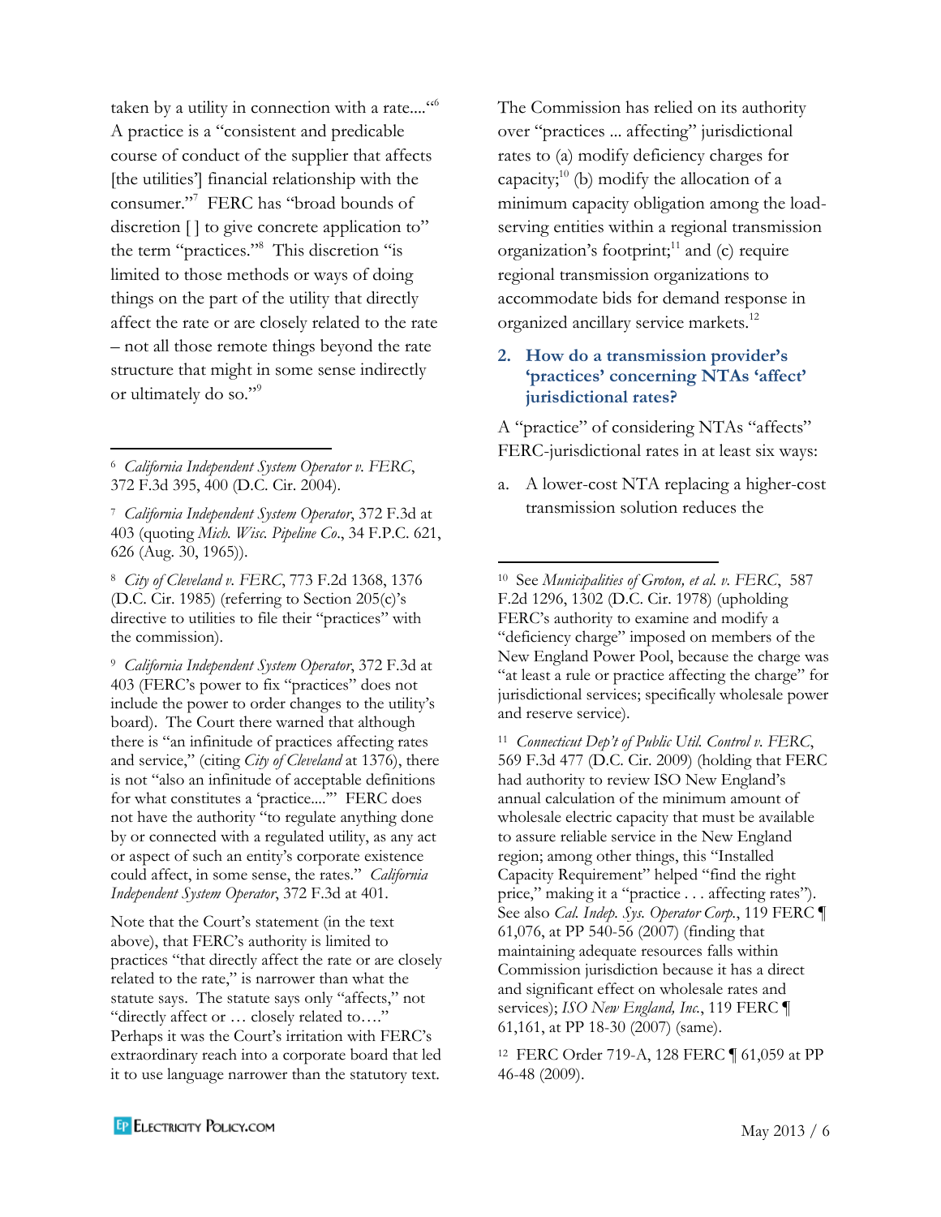taken by a utility in connection with a rate....“[6] A practice is a “consistent and predicable course of conduct of the supplier that affects [the utilities’] financial relationship with the consumer.”[7] FERC has “broad bounds of discretion [ ] to give concrete application to” the term “practices.”[8] This discretion “is limited to those methods or ways of doing things on the part of the utility that directly affect the rate or are closely related to the rate – not all those remote things beyond the rate structure that might in some sense indirectly or ultimately do so.”[9]

The Commission has relied on its authority over “practices ... affecting” jurisdictional rates to (a) modify deficiency charges for capacity;[10] (b) modify the allocation of a minimum capacity obligation among the load-serving entities within a regional transmission organization’s footprint;[11] and (c) require regional transmission organizations to accommodate bids for demand response in organized ancillary service markets.[12]

### 2. How do a transmission provider’s ‘practices’ concerning NTAs ‘affect’ jurisdictional rates?

A “practice” of considering NTAs “affects” FERC-jurisdictional rates in at least six ways:

a. A lower-cost NTA replacing a higher-cost transmission solution reduces the

---

[6] *California Independent System Operator v. FERC*, 372 F.3d 395, 400 (D.C. Cir. 2004).

[7] *California Independent System Operator*, 372 F.3d at 403 (quoting *Mich. Wisc. Pipeline Co*., 34 F.P.C. 621, 626 (Aug. 30, 1965)).

[8] *City of Cleveland v. FERC*, 773 F.2d 1368, 1376 (D.C. Cir. 1985) (referring to Section 205(c)’s directive to utilities to file their “practices” with the commission).

[9] *California Independent System Operator*, 372 F.3d at 403 (FERC’s power to fix “practices” does not include the power to order changes to the utility’s board). The Court there warned that although there is “an infinitude of practices affecting rates and service,” (citing *City of Cleveland* at 1376), there is not “also an infinitude of acceptable definitions for what constitutes a ‘practice....’” FERC does not have the authority “to regulate anything done by or connected with a regulated utility, as any act or aspect of such an entity’s corporate existence could affect, in some sense, the rates.” *California Independent System Operator*, 372 F.3d at 401.

Note that the Court’s statement (in the text above), that FERC’s authority is limited to practices “that directly affect the rate or are closely related to the rate,” is narrower than what the statute says. The statute says only “affects,” not “directly affect or … closely related to….” Perhaps it was the Court’s irritation with FERC’s extraordinary reach into a corporate board that led it to use language narrower than the statutory text.

[10] See *Municipalities of Groton, et al. v. FERC*, 587 F.2d 1296, 1302 (D.C. Cir. 1978) (upholding FERC’s authority to examine and modify a “deficiency charge” imposed on members of the New England Power Pool, because the charge was “at least a rule or practice affecting the charge” for jurisdictional services; specifically wholesale power and reserve service).

[11] *Connecticut Dep’t of Public Util. Control v. FERC*, 569 F.3d 477 (D.C. Cir. 2009) (holding that FERC had authority to review ISO New England’s annual calculation of the minimum amount of wholesale electric capacity that must be available to assure reliable service in the New England region; among other things, this “Installed Capacity Requirement” helped “find the right price,” making it a “practice . . . affecting rates”). See also *Cal. Indep. Sys. Operator Corp.*, 119 FERC ¶ 61,076, at PP 540-56 (2007) (finding that maintaining adequate resources falls within Commission jurisdiction because it has a direct and significant effect on wholesale rates and services); *ISO New England, Inc.*, 119 FERC ¶ 61,161, at PP 18-30 (2007) (same).

[12] FERC Order 719-A, 128 FERC ¶ 61,059 at PP 46-48 (2009).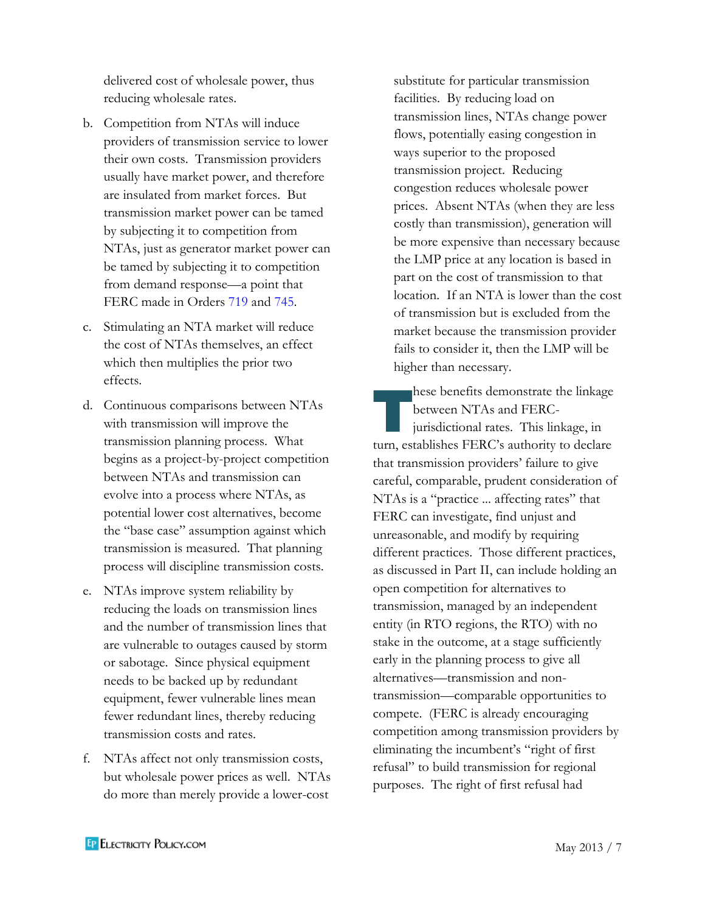delivered cost of wholesale power, thus reducing wholesale rates.

b. Competition from NTAs will induce providers of transmission service to lower their own costs. Transmission providers usually have market power, and therefore are insulated from market forces. But transmission market power can be tamed by subjecting it to competition from NTAs, just as generator market power can be tamed by subjecting it to competition from demand response—a point that FERC made in Orders 719 and 745.

c. Stimulating an NTA market will reduce the cost of NTAs themselves, an effect which then multiplies the prior two effects.

d. Continuous comparisons between NTAs with transmission will improve the transmission planning process. What begins as a project-by-project competition between NTAs and transmission can evolve into a process where NTAs, as potential lower cost alternatives, become the "base case" assumption against which transmission is measured. That planning process will discipline transmission costs.

e. NTAs improve system reliability by reducing the loads on transmission lines and the number of transmission lines that are vulnerable to outages caused by storm or sabotage. Since physical equipment needs to be backed up by redundant equipment, fewer vulnerable lines mean fewer redundant lines, thereby reducing transmission costs and rates.

f. NTAs affect not only transmission costs, but wholesale power prices as well. NTAs do more than merely provide a lower-cost substitute for particular transmission facilities. By reducing load on transmission lines, NTAs change power flows, potentially easing congestion in ways superior to the proposed transmission project. Reducing congestion reduces wholesale power prices. Absent NTAs (when they are less costly than transmission), generation will be more expensive than necessary because the LMP price at any location is based in part on the cost of transmission to that location. If an NTA is lower than the cost of transmission but is excluded from the market because the transmission provider fails to consider it, then the LMP will be higher than necessary.

These benefits demonstrate the linkage between NTAs and FERC-jurisdictional rates. This linkage, in turn, establishes FERC's authority to declare that transmission providers' failure to give careful, comparable, prudent consideration of NTAs is a "practice ... affecting rates" that FERC can investigate, find unjust and unreasonable, and modify by requiring different practices. Those different practices, as discussed in Part II, can include holding an open competition for alternatives to transmission, managed by an independent entity (in RTO regions, the RTO) with no stake in the outcome, at a stage sufficiently early in the planning process to give all alternatives—transmission and non-transmission—comparable opportunities to compete. (FERC is already encouraging competition among transmission providers by eliminating the incumbent's "right of first refusal" to build transmission for regional purposes. The right of first refusal had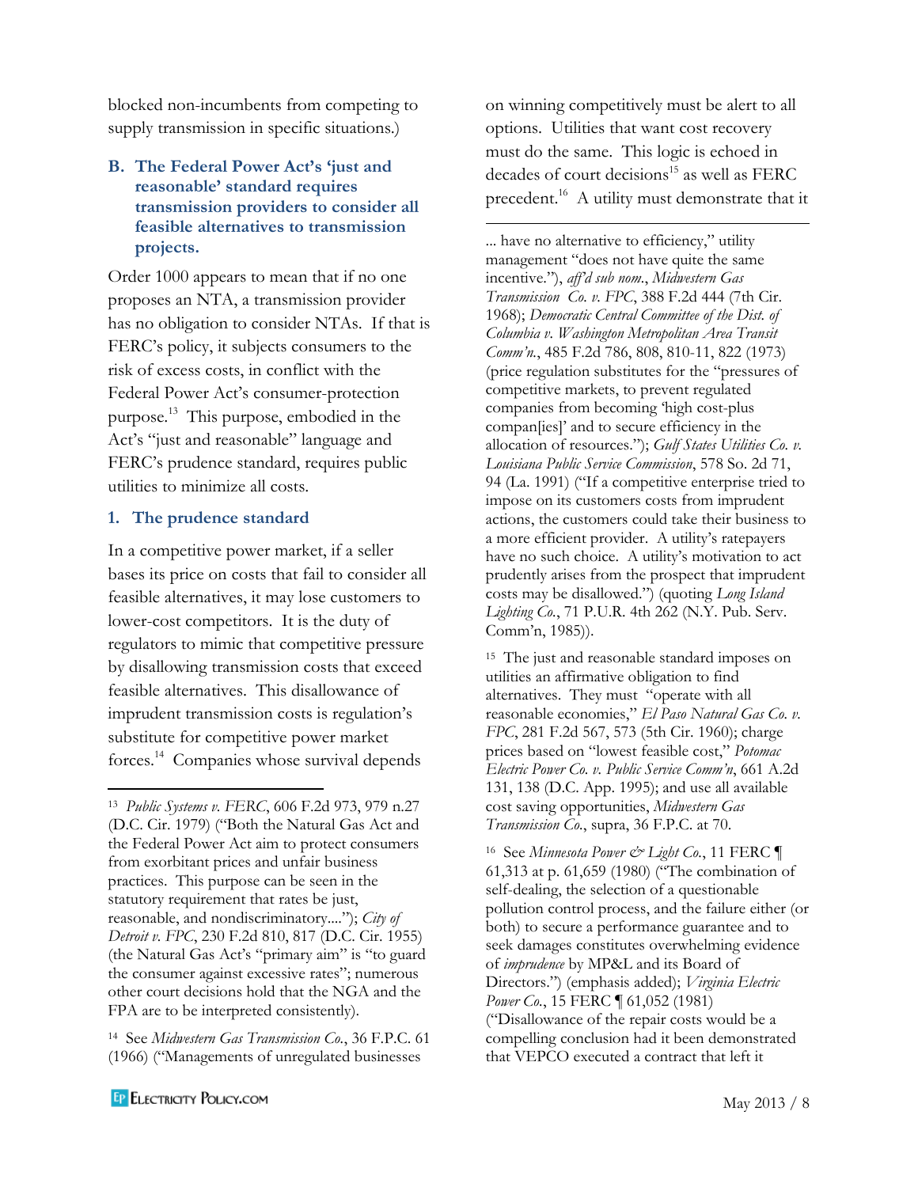blocked non-incumbents from competing to supply transmission in specific situations.)

## B. The Federal Power Act's 'just and reasonable' standard requires transmission providers to consider all feasible alternatives to transmission projects.

Order 1000 appears to mean that if no one proposes an NTA, a transmission provider has no obligation to consider NTAs. If that is FERC's policy, it subjects consumers to the risk of excess costs, in conflict with the Federal Power Act's consumer-protection purpose.[13] This purpose, embodied in the Act's "just and reasonable" language and FERC's prudence standard, requires public utilities to minimize all costs.

### 1. The prudence standard

In a competitive power market, if a seller bases its price on costs that fail to consider all feasible alternatives, it may lose customers to lower-cost competitors. It is the duty of regulators to mimic that competitive pressure by disallowing transmission costs that exceed feasible alternatives. This disallowance of imprudent transmission costs is regulation's substitute for competitive power market forces.[14] Companies whose survival depends on winning competitively must be alert to all options. Utilities that want cost recovery must do the same. This logic is echoed in decades of court decisions[15] as well as FERC precedent.[16] A utility must demonstrate that it

---

[13] *Public Systems v. FERC*, 606 F.2d 973, 979 n.27 (D.C. Cir. 1979) ("Both the Natural Gas Act and the Federal Power Act aim to protect consumers from exorbitant prices and unfair business practices. This purpose can be seen in the statutory requirement that rates be just, reasonable, and nondiscriminatory...."); *City of Detroit v. FPC*, 230 F.2d 810, 817 (D.C. Cir. 1955) (the Natural Gas Act's "primary aim" is "to guard the consumer against excessive rates"; numerous other court decisions hold that the NGA and the FPA are to be interpreted consistently).

[14] See *Midwestern Gas Transmission Co.*, 36 F.P.C. 61 (1966) ("Managements of unregulated businesses ... have no alternative to efficiency," utility management "does not have quite the same incentive."), *aff'd sub nom.*, *Midwestern Gas Transmission Co. v. FPC*, 388 F.2d 444 (7th Cir. 1968); *Democratic Central Committee of the Dist. of Columbia v. Washington Metropolitan Area Transit Comm'n.*, 485 F.2d 786, 808, 810-11, 822 (1973) (price regulation substitutes for the "pressures of competitive markets, to prevent regulated companies from becoming 'high cost-plus compan[ies]' and to secure efficiency in the allocation of resources."); *Gulf States Utilities Co. v. Louisiana Public Service Commission*, 578 So. 2d 71, 94 (La. 1991) ("If a competitive enterprise tried to impose on its customers costs from imprudent actions, the customers could take their business to a more efficient provider. A utility's ratepayers have no such choice. A utility's motivation to act prudently arises from the prospect that imprudent costs may be disallowed.") (quoting *Long Island Lighting Co.*, 71 P.U.R. 4th 262 (N.Y. Pub. Serv. Comm'n, 1985)).

[15] The just and reasonable standard imposes on utilities an affirmative obligation to find alternatives. They must "operate with all reasonable economies," *El Paso Natural Gas Co. v. FPC*, 281 F.2d 567, 573 (5th Cir. 1960); charge prices based on "lowest feasible cost," *Potomac Electric Power Co. v. Public Service Comm'n*, 661 A.2d 131, 138 (D.C. App. 1995); and use all available cost saving opportunities, *Midwestern Gas Transmission Co.*, supra, 36 F.P.C. at 70.

[16] See *Minnesota Power & Light Co.*, 11 FERC ¶ 61,313 at p. 61,659 (1980) ("The combination of self-dealing, the selection of a questionable pollution control process, and the failure either (or both) to secure a performance guarantee and to seek damages constitutes overwhelming evidence of *imprudence* by MP&L and its Board of Directors.") (emphasis added); *Virginia Electric Power Co.*, 15 FERC ¶ 61,052 (1981) ("Disallowance of the repair costs would be a compelling conclusion had it been demonstrated that VEPCO executed a contract that left it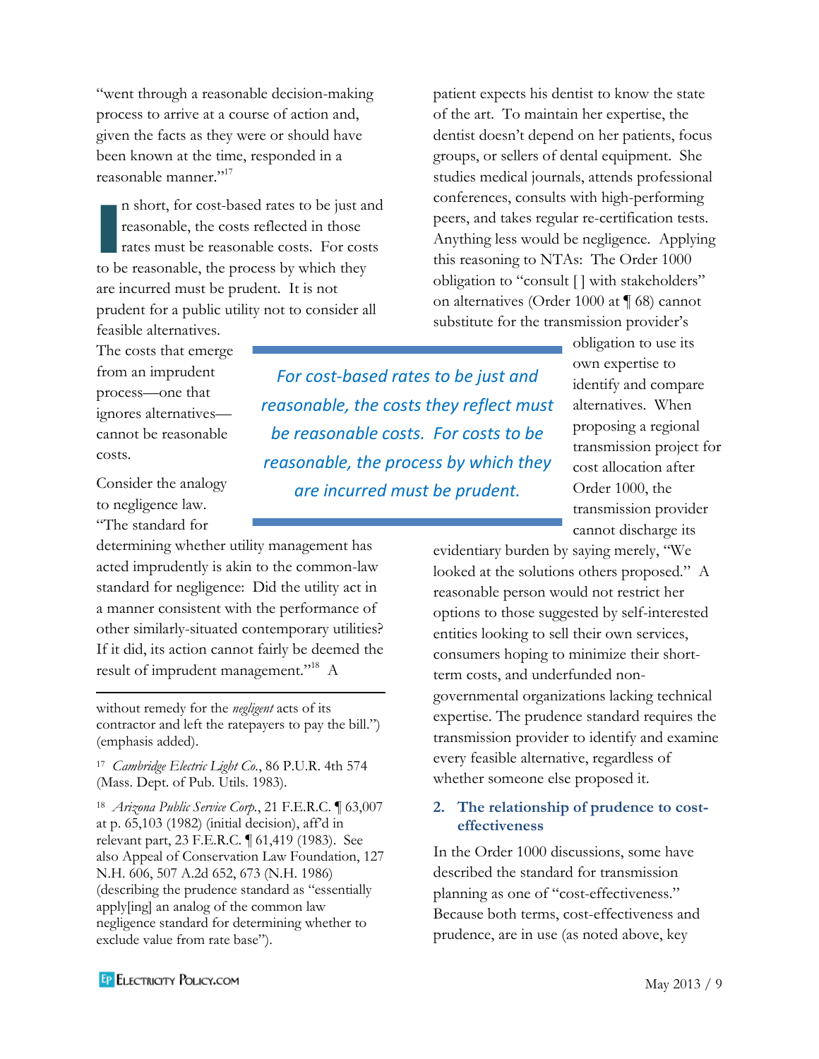"went through a reasonable decision-making process to arrive at a course of action and, given the facts as they were or should have been known at the time, responded in a reasonable manner."[17]

In short, for cost-based rates to be just and reasonable, the costs reflected in those rates must be reasonable costs. For costs to be reasonable, the process by which they are incurred must be prudent. It is not prudent for a public utility not to consider all feasible alternatives. The costs that emerge from an imprudent process—one that ignores alternatives—cannot be reasonable costs.

> *For cost-based rates to be just and reasonable, the costs they reflect must be reasonable costs. For costs to be reasonable, the process by which they are incurred must be prudent.*

Consider the analogy to negligence law. "The standard for determining whether utility management has acted imprudently is akin to the common-law standard for negligence: Did the utility act in a manner consistent with the performance of other similarly-situated contemporary utilities? If it did, its action cannot fairly be deemed the result of imprudent management."[18] A patient expects his dentist to know the state of the art. To maintain her expertise, the dentist doesn't depend on her patients, focus groups, or sellers of dental equipment. She studies medical journals, attends professional conferences, consults with high-performing peers, and takes regular re-certification tests. Anything less would be negligence. Applying this reasoning to NTAs: The Order 1000 obligation to "consult [ ] with stakeholders" on alternatives (Order 1000 at ¶ 68) cannot substitute for the transmission provider's obligation to use its own expertise to identify and compare alternatives. When proposing a regional transmission project for cost allocation after Order 1000, the transmission provider cannot discharge its evidentiary burden by saying merely, "We looked at the solutions others proposed." A reasonable person would not restrict her options to those suggested by self-interested entities looking to sell their own services, consumers hoping to minimize their short-term costs, and underfunded non-governmental organizations lacking technical expertise. The prudence standard requires the transmission provider to identify and examine every feasible alternative, regardless of whether someone else proposed it.

### 2. The relationship of prudence to cost-effectiveness

In the Order 1000 discussions, some have described the standard for transmission planning as one of "cost-effectiveness." Because both terms, cost-effectiveness and prudence, are in use (as noted above, key

---

without remedy for the *negligent* acts of its contractor and left the ratepayers to pay the bill.") (emphasis added).

[17] *Cambridge Electric Light Co.*, 86 P.U.R. 4th 574 (Mass. Dept. of Pub. Utils. 1983).

[18] *Arizona Public Service Corp.*, 21 F.E.R.C. ¶ 63,007 at p. 65,103 (1982) (initial decision), aff'd in relevant part, 23 F.E.R.C. ¶ 61,419 (1983). See also Appeal of Conservation Law Foundation, 127 N.H. 606, 507 A.2d 652, 673 (N.H. 1986) (describing the prudence standard as "essentially apply[ing] an analog of the common law negligence standard for determining whether to exclude value from rate base").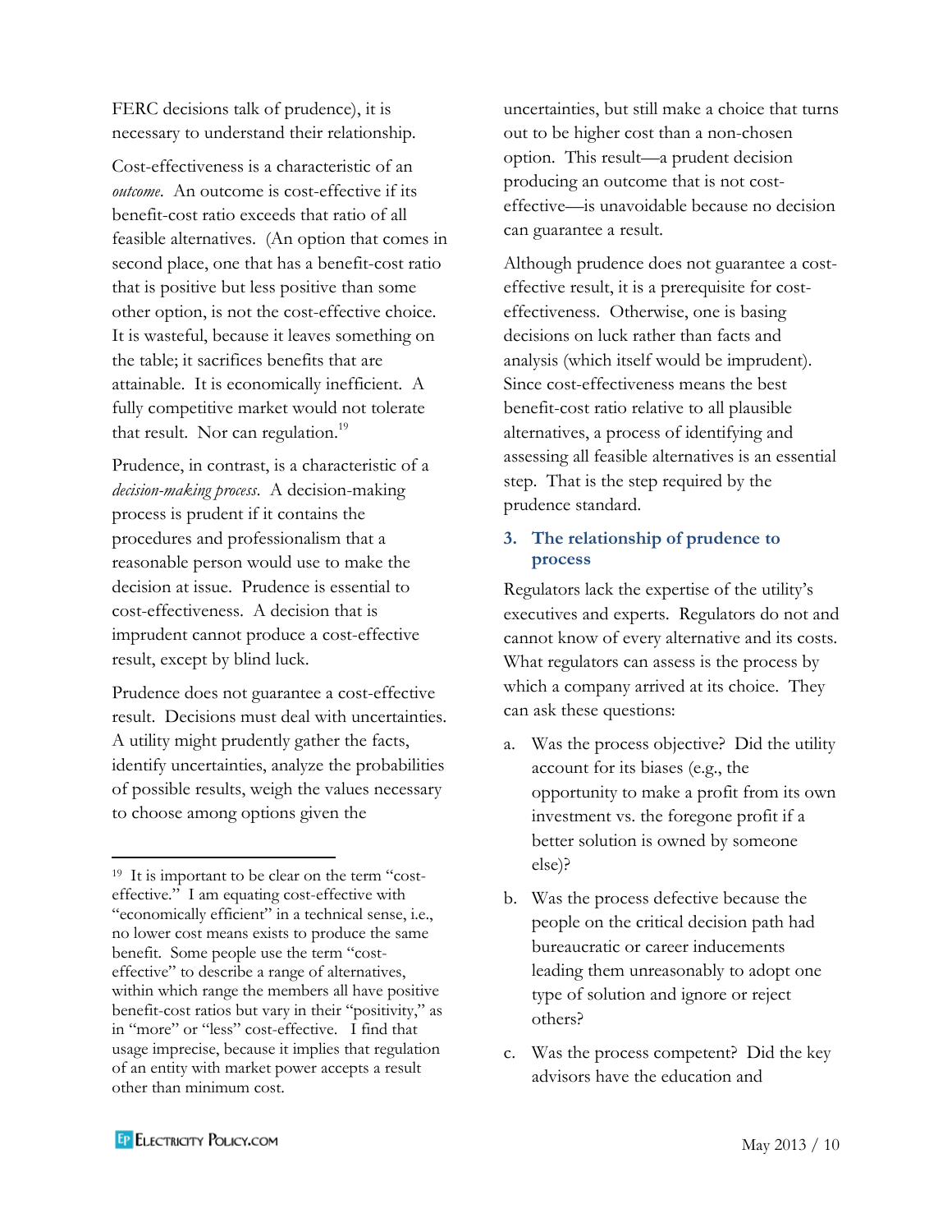FERC decisions talk of prudence), it is necessary to understand their relationship.

Cost-effectiveness is a characteristic of an *outcome*. An outcome is cost-effective if its benefit-cost ratio exceeds that ratio of all feasible alternatives. (An option that comes in second place, one that has a benefit-cost ratio that is positive but less positive than some other option, is not the cost-effective choice. It is wasteful, because it leaves something on the table; it sacrifices benefits that are attainable. It is economically inefficient. A fully competitive market would not tolerate that result. Nor can regulation.[19]

Prudence, in contrast, is a characteristic of a *decision-making process*. A decision-making process is prudent if it contains the procedures and professionalism that a reasonable person would use to make the decision at issue. Prudence is essential to cost-effectiveness. A decision that is imprudent cannot produce a cost-effective result, except by blind luck.

Prudence does not guarantee a cost-effective result. Decisions must deal with uncertainties. A utility might prudently gather the facts, identify uncertainties, analyze the probabilities of possible results, weigh the values necessary to choose among options given the uncertainties, but still make a choice that turns out to be higher cost than a non-chosen option. This result—a prudent decision producing an outcome that is not cost-effective—is unavoidable because no decision can guarantee a result.

Although prudence does not guarantee a cost-effective result, it is a prerequisite for cost-effectiveness. Otherwise, one is basing decisions on luck rather than facts and analysis (which itself would be imprudent). Since cost-effectiveness means the best benefit-cost ratio relative to all plausible alternatives, a process of identifying and assessing all feasible alternatives is an essential step. That is the step required by the prudence standard.

### 3. The relationship of prudence to process

Regulators lack the expertise of the utility's executives and experts. Regulators do not and cannot know of every alternative and its costs. What regulators can assess is the process by which a company arrived at its choice. They can ask these questions:

a. Was the process objective? Did the utility account for its biases (e.g., the opportunity to make a profit from its own investment vs. the foregone profit if a better solution is owned by someone else)?

b. Was the process defective because the people on the critical decision path had bureaucratic or career inducements leading them unreasonably to adopt one type of solution and ignore or reject others?

c. Was the process competent? Did the key advisors have the education and

[19] It is important to be clear on the term "cost-effective." I am equating cost-effective with "economically efficient" in a technical sense, i.e., no lower cost means exists to produce the same benefit. Some people use the term "cost-effective" to describe a range of alternatives, within which range the members all have positive benefit-cost ratios but vary in their "positivity," as in "more" or "less" cost-effective. I find that usage imprecise, because it implies that regulation of an entity with market power accepts a result other than minimum cost.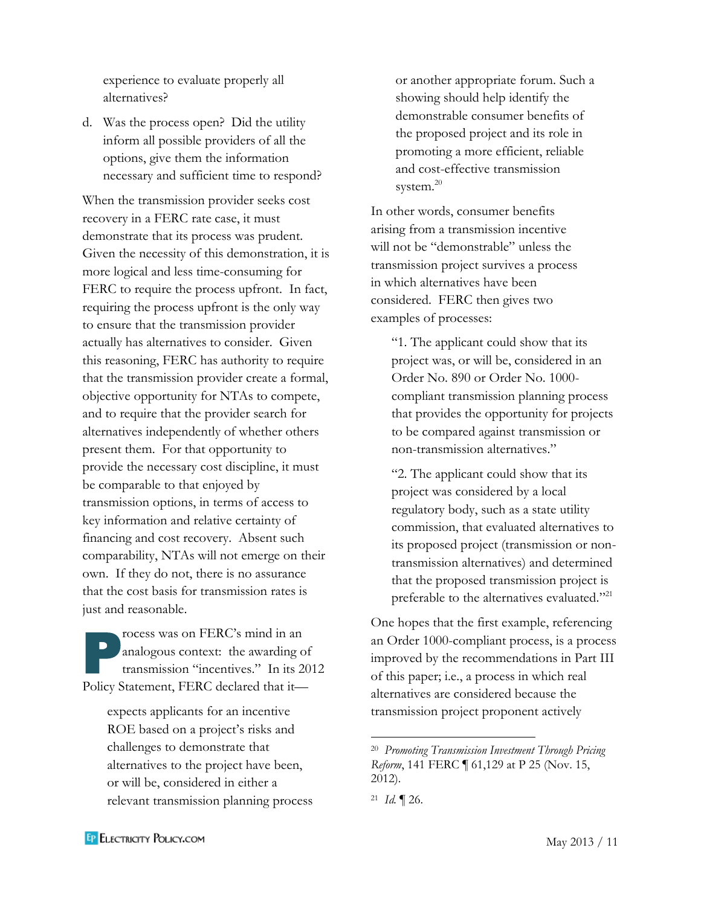experience to evaluate properly all alternatives?

d. Was the process open? Did the utility inform all possible providers of all the options, give them the information necessary and sufficient time to respond?

When the transmission provider seeks cost recovery in a FERC rate case, it must demonstrate that its process was prudent. Given the necessity of this demonstration, it is more logical and less time-consuming for FERC to require the process upfront. In fact, requiring the process upfront is the only way to ensure that the transmission provider actually has alternatives to consider. Given this reasoning, FERC has authority to require that the transmission provider create a formal, objective opportunity for NTAs to compete, and to require that the provider search for alternatives independently of whether others present them. For that opportunity to provide the necessary cost discipline, it must be comparable to that enjoyed by transmission options, in terms of access to key information and relative certainty of financing and cost recovery. Absent such comparability, NTAs will not emerge on their own. If they do not, there is no assurance that the cost basis for transmission rates is just and reasonable.

Process was on FERC's mind in an analogous context: the awarding of transmission "incentives." In its 2012 Policy Statement, FERC declared that it—

> expects applicants for an incentive ROE based on a project's risks and challenges to demonstrate that alternatives to the project have been, or will be, considered in either a relevant transmission planning process or another appropriate forum. Such a showing should help identify the demonstrable consumer benefits of the proposed project and its role in promoting a more efficient, reliable and cost-effective transmission system.[20]

In other words, consumer benefits arising from a transmission incentive will not be "demonstrable" unless the transmission project survives a process in which alternatives have been considered. FERC then gives two examples of processes:

> "1. The applicant could show that its project was, or will be, considered in an Order No. 890 or Order No. 1000-compliant transmission planning process that provides the opportunity for projects to be compared against transmission or non-transmission alternatives."
>
> "2. The applicant could show that its project was considered by a local regulatory body, such as a state utility commission, that evaluated alternatives to its proposed project (transmission or non-transmission alternatives) and determined that the proposed transmission project is preferable to the alternatives evaluated."[21]

One hopes that the first example, referencing an Order 1000-compliant process, is a process improved by the recommendations in Part III of this paper; i.e., a process in which real alternatives are considered because the transmission project proponent actively

---

[20] *Promoting Transmission Investment Through Pricing Reform*, 141 FERC ¶ 61,129 at P 25 (Nov. 15, 2012).

[21] *Id.* ¶ 26.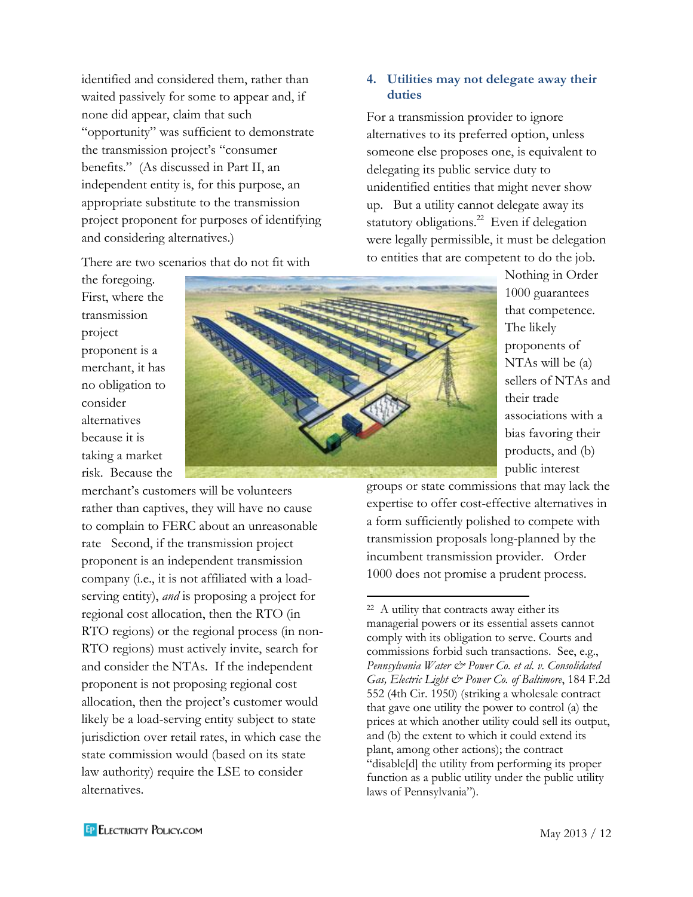identified and considered them, rather than waited passively for some to appear and, if none did appear, claim that such "opportunity" was sufficient to demonstrate the transmission project's "consumer benefits." (As discussed in Part II, an independent entity is, for this purpose, an appropriate substitute to the transmission project proponent for purposes of identifying and considering alternatives.)

There are two scenarios that do not fit with the foregoing. First, where the transmission project proponent is a merchant, it has no obligation to consider alternatives because it is taking a market risk. Because the merchant's customers will be volunteers rather than captives, they will have no cause to complain to FERC about an unreasonable rate Second, if the transmission project proponent is an independent transmission company (i.e., it is not affiliated with a load-serving entity), *and* is proposing a project for regional cost allocation, then the RTO (in RTO regions) or the regional process (in non-RTO regions) must actively invite, search for and consider the NTAs. If the independent proponent is not proposing regional cost allocation, then the project's customer would likely be a load-serving entity subject to state jurisdiction over retail rates, in which case the state commission would (based on its state law authority) require the LSE to consider alternatives.

### 4. Utilities may not delegate away their duties

For a transmission provider to ignore alternatives to its preferred option, unless someone else proposes one, is equivalent to delegating its public service duty to unidentified entities that might never show up. But a utility cannot delegate away its statutory obligations.[22] Even if delegation were legally permissible, it must be delegation to entities that are competent to do the job. Nothing in Order 1000 guarantees that competence. The likely proponents of NTAs will be (a) sellers of NTAs and their trade associations with a bias favoring their products, and (b) public interest groups or state commissions that may lack the expertise to offer cost-effective alternatives in a form sufficiently polished to compete with transmission proposals long-planned by the incumbent transmission provider. Order 1000 does not promise a prudent process.

---

[22] A utility that contracts away either its managerial powers or its essential assets cannot comply with its obligation to serve. Courts and commissions forbid such transactions. See, e.g., *Pennsylvania Water & Power Co. et al. v. Consolidated Gas, Electric Light & Power Co. of Baltimore*, 184 F.2d 552 (4th Cir. 1950) (striking a wholesale contract that gave one utility the power to control (a) the prices at which another utility could sell its output, and (b) the extent to which it could extend its plant, among other actions); the contract "disable[d] the utility from performing its proper function as a public utility under the public utility laws of Pennsylvania").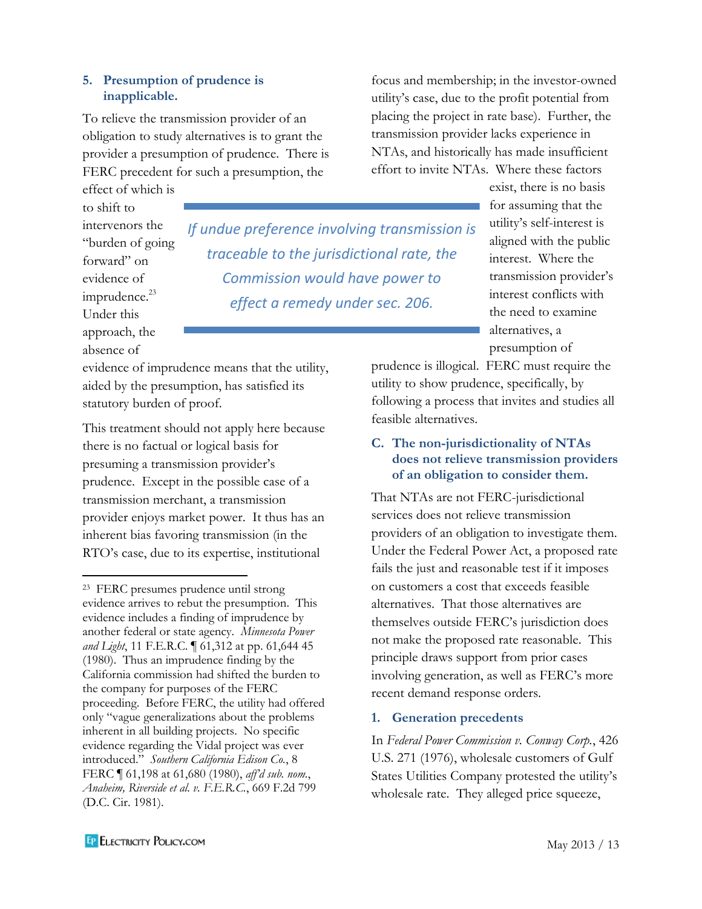### 5. Presumption of prudence is inapplicable.

To relieve the transmission provider of an obligation to study alternatives is to grant the provider a presumption of prudence. There is FERC precedent for such a presumption, the effect of which is to shift to intervenors the "burden of going forward" on evidence of imprudence.[23] Under this approach, the absence of evidence of imprudence means that the utility, aided by the presumption, has satisfied its statutory burden of proof.

This treatment should not apply here because there is no factual or logical basis for presuming a transmission provider's prudence. Except in the possible case of a transmission merchant, a transmission provider enjoys market power. It thus has an inherent bias favoring transmission (in the RTO's case, due to its expertise, institutional focus and membership; in the investor-owned utility's case, due to the profit potential from placing the project in rate base). Further, the transmission provider lacks experience in NTAs, and historically has made insufficient effort to invite NTAs. Where these factors exist, there is no basis for assuming that the utility's self-interest is aligned with the public interest. Where the transmission provider's interest conflicts with the need to examine alternatives, a presumption of prudence is illogical. FERC must require the utility to show prudence, specifically, by following a process that invites and studies all feasible alternatives.

> *If undue preference involving transmission is traceable to the jurisdictional rate, the Commission would have power to effect a remedy under sec. 206.*

### C. The non-jurisdictionality of NTAs does not relieve transmission providers of an obligation to consider them.

That NTAs are not FERC-jurisdictional services does not relieve transmission providers of an obligation to investigate them. Under the Federal Power Act, a proposed rate fails the just and reasonable test if it imposes on customers a cost that exceeds feasible alternatives. That those alternatives are themselves outside FERC's jurisdiction does not make the proposed rate reasonable. This principle draws support from prior cases involving generation, as well as FERC's more recent demand response orders.

#### 1. Generation precedents

In *Federal Power Commission v. Conway Corp.*, 426 U.S. 271 (1976), wholesale customers of Gulf States Utilities Company protested the utility's wholesale rate. They alleged price squeeze,

---

[23] FERC presumes prudence until strong evidence arrives to rebut the presumption. This evidence includes a finding of imprudence by another federal or state agency. *Minnesota Power and Light*, 11 F.E.R.C. ¶ 61,312 at pp. 61,644 45 (1980). Thus an imprudence finding by the California commission had shifted the burden to the company for purposes of the FERC proceeding. Before FERC, the utility had offered only "vague generalizations about the problems inherent in all building projects. No specific evidence regarding the Vidal project was ever introduced." *Southern California Edison Co.*, 8 FERC ¶ 61,198 at 61,680 (1980), *aff'd sub. nom.*, *Anaheim, Riverside et al. v. F.E.R.C.*, 669 F.2d 799 (D.C. Cir. 1981).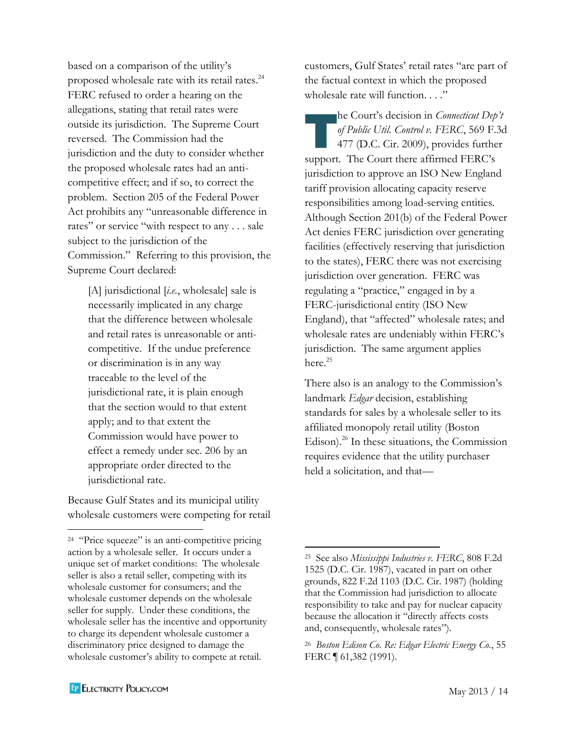based on a comparison of the utility's proposed wholesale rate with its retail rates.[24] FERC refused to order a hearing on the allegations, stating that retail rates were outside its jurisdiction. The Supreme Court reversed. The Commission had the jurisdiction and the duty to consider whether the proposed wholesale rates had an anti-competitive effect; and if so, to correct the problem. Section 205 of the Federal Power Act prohibits any "unreasonable difference in rates" or service "with respect to any . . . sale subject to the jurisdiction of the Commission." Referring to this provision, the Supreme Court declared:

> [A] jurisdictional [*i.e.*, wholesale] sale is necessarily implicated in any charge that the difference between wholesale and retail rates is unreasonable or anti-competitive. If the undue preference or discrimination is in any way traceable to the level of the jurisdictional rate, it is plain enough that the section would to that extent apply; and to that extent the Commission would have power to effect a remedy under sec. 206 by an appropriate order directed to the jurisdictional rate.

Because Gulf States and its municipal utility wholesale customers were competing for retail customers, Gulf States' retail rates "are part of the factual context in which the proposed wholesale rate will function. . . ."

The Court's decision in *Connecticut Dep't of Public Util. Control v. FERC*, 569 F.3d 477 (D.C. Cir. 2009), provides further support. The Court there affirmed FERC's jurisdiction to approve an ISO New England tariff provision allocating capacity reserve responsibilities among load-serving entities. Although Section 201(b) of the Federal Power Act denies FERC jurisdiction over generating facilities (effectively reserving that jurisdiction to the states), FERC there was not exercising jurisdiction over generation. FERC was regulating a "practice," engaged in by a FERC-jurisdictional entity (ISO New England), that "affected" wholesale rates; and wholesale rates are undeniably within FERC's jurisdiction. The same argument applies here.[25]

There also is an analogy to the Commission's landmark *Edgar* decision, establishing standards for sales by a wholesale seller to its affiliated monopoly retail utility (Boston Edison).[26] In these situations, the Commission requires evidence that the utility purchaser held a solicitation, and that—

---

[24] "Price squeeze" is an anti-competitive pricing action by a wholesale seller. It occurs under a unique set of market conditions: The wholesale seller is also a retail seller, competing with its wholesale customer for consumers; and the wholesale customer depends on the wholesale seller for supply. Under these conditions, the wholesale seller has the incentive and opportunity to charge its dependent wholesale customer a discriminatory price designed to damage the wholesale customer's ability to compete at retail.

[25] See also *Mississippi Industries v. FERC*, 808 F.2d 1525 (D.C. Cir. 1987), vacated in part on other grounds, 822 F.2d 1103 (D.C. Cir. 1987) (holding that the Commission had jurisdiction to allocate responsibility to take and pay for nuclear capacity because the allocation it "directly affects costs and, consequently, wholesale rates").

[26] *Boston Edison Co. Re: Edgar Electric Energy Co.*, 55 FERC ¶ 61,382 (1991).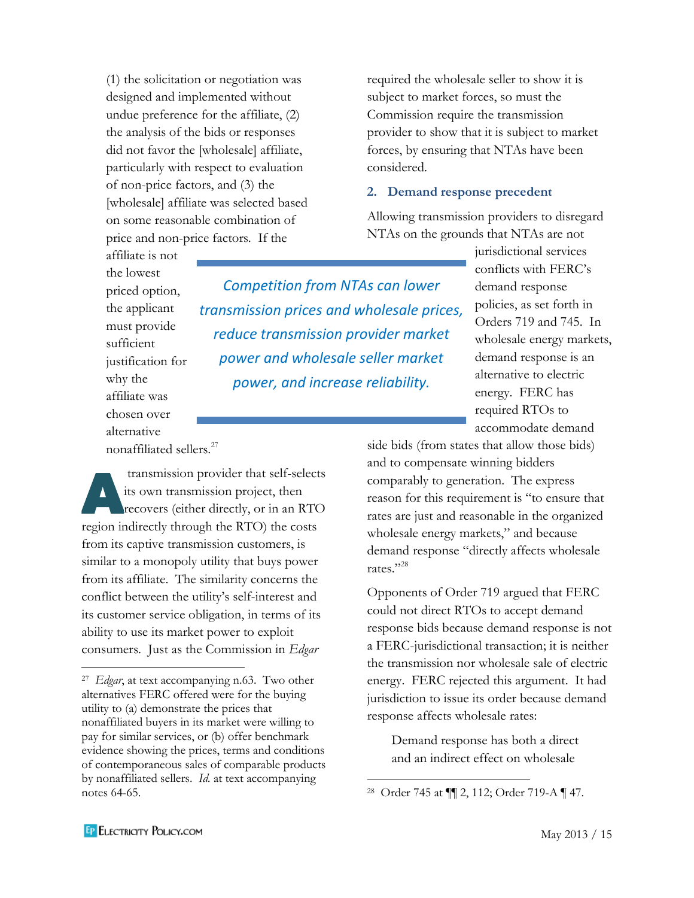(1) the solicitation or negotiation was designed and implemented without undue preference for the affiliate, (2) the analysis of the bids or responses did not favor the [wholesale] affiliate, particularly with respect to evaluation of non-price factors, and (3) the [wholesale] affiliate was selected based on some reasonable combination of price and non-price factors. If the affiliate is not the lowest priced option, the applicant must provide sufficient justification for why the affiliate was chosen over alternative nonaffiliated sellers.[27]

*Competition from NTAs can lower transmission prices and wholesale prices, reduce transmission provider market power and wholesale seller market power, and increase reliability.*

A transmission provider that self-selects its own transmission project, then recovers (either directly, or in an RTO region indirectly through the RTO) the costs from its captive transmission customers, is similar to a monopoly utility that buys power from its affiliate. The similarity concerns the conflict between the utility's self-interest and its customer service obligation, in terms of its ability to use its market power to exploit consumers. Just as the Commission in *Edgar* required the wholesale seller to show it is subject to market forces, so must the Commission require the transmission provider to show that it is subject to market forces, by ensuring that NTAs have been considered.

### 2. Demand response precedent

Allowing transmission providers to disregard NTAs on the grounds that NTAs are not jurisdictional services conflicts with FERC's demand response policies, as set forth in Orders 719 and 745. In wholesale energy markets, demand response is an alternative to electric energy. FERC has required RTOs to accommodate demand side bids (from states that allow those bids) and to compensate winning bidders comparably to generation. The express reason for this requirement is "to ensure that rates are just and reasonable in the organized wholesale energy markets," and because demand response "directly affects wholesale rates."[28]

Opponents of Order 719 argued that FERC could not direct RTOs to accept demand response bids because demand response is not a FERC-jurisdictional transaction; it is neither the transmission nor wholesale sale of electric energy. FERC rejected this argument. It had jurisdiction to issue its order because demand response affects wholesale rates:

> Demand response has both a direct and an indirect effect on wholesale

---

[27] *Edgar*, at text accompanying n.63. Two other alternatives FERC offered were for the buying utility to (a) demonstrate the prices that nonaffiliated buyers in its market were willing to pay for similar services, or (b) offer benchmark evidence showing the prices, terms and conditions of contemporaneous sales of comparable products by nonaffiliated sellers. *Id.* at text accompanying notes 64-65.

[28] Order 745 at ¶¶ 2, 112; Order 719-A ¶ 47.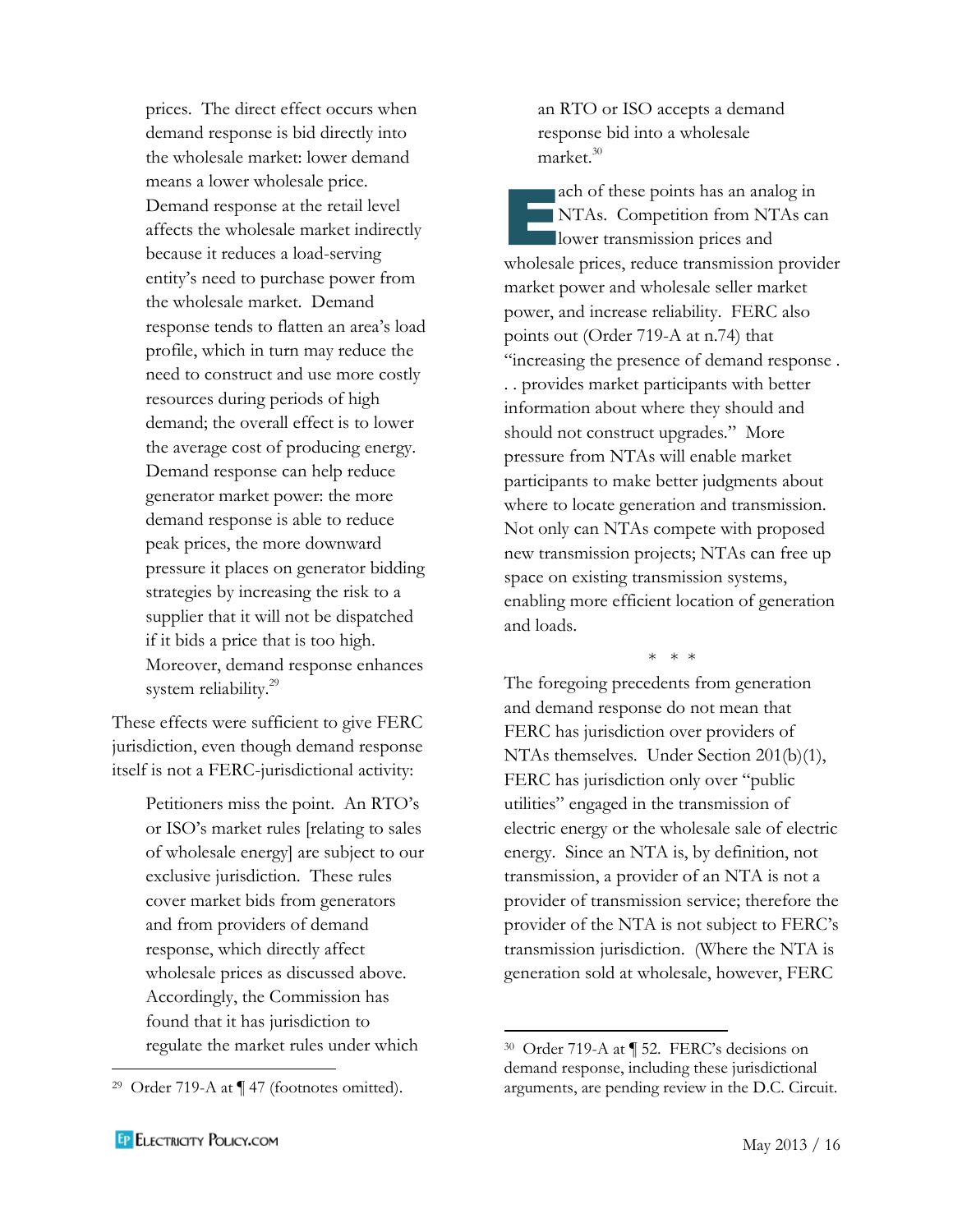> prices. The direct effect occurs when demand response is bid directly into the wholesale market: lower demand means a lower wholesale price. Demand response at the retail level affects the wholesale market indirectly because it reduces a load-serving entity's need to purchase power from the wholesale market. Demand response tends to flatten an area's load profile, which in turn may reduce the need to construct and use more costly resources during periods of high demand; the overall effect is to lower the average cost of producing energy. Demand response can help reduce generator market power: the more demand response is able to reduce peak prices, the more downward pressure it places on generator bidding strategies by increasing the risk to a supplier that it will not be dispatched if it bids a price that is too high. Moreover, demand response enhances system reliability.[29]

These effects were sufficient to give FERC jurisdiction, even though demand response itself is not a FERC-jurisdictional activity:

> Petitioners miss the point. An RTO's or ISO's market rules [relating to sales of wholesale energy] are subject to our exclusive jurisdiction. These rules cover market bids from generators and from providers of demand response, which directly affect wholesale prices as discussed above. Accordingly, the Commission has found that it has jurisdiction to regulate the market rules under which an RTO or ISO accepts a demand response bid into a wholesale market.[30]

Each of these points has an analog in NTAs. Competition from NTAs can lower transmission prices and wholesale prices, reduce transmission provider market power and wholesale seller market power, and increase reliability. FERC also points out (Order 719-A at n.74) that "increasing the presence of demand response . . . provides market participants with better information about where they should and should not construct upgrades." More pressure from NTAs will enable market participants to make better judgments about where to locate generation and transmission. Not only can NTAs compete with proposed new transmission projects; NTAs can free up space on existing transmission systems, enabling more efficient location of generation and loads.

\* \* \*

The foregoing precedents from generation and demand response do not mean that FERC has jurisdiction over providers of NTAs themselves. Under Section 201(b)(1), FERC has jurisdiction only over "public utilities" engaged in the transmission of electric energy or the wholesale sale of electric energy. Since an NTA is, by definition, not transmission, a provider of an NTA is not a provider of transmission service; therefore the provider of the NTA is not subject to FERC's transmission jurisdiction. (Where the NTA is generation sold at wholesale, however, FERC

---

[29] Order 719-A at ¶ 47 (footnotes omitted).

[30] Order 719-A at ¶ 52. FERC's decisions on demand response, including these jurisdictional arguments, are pending review in the D.C. Circuit.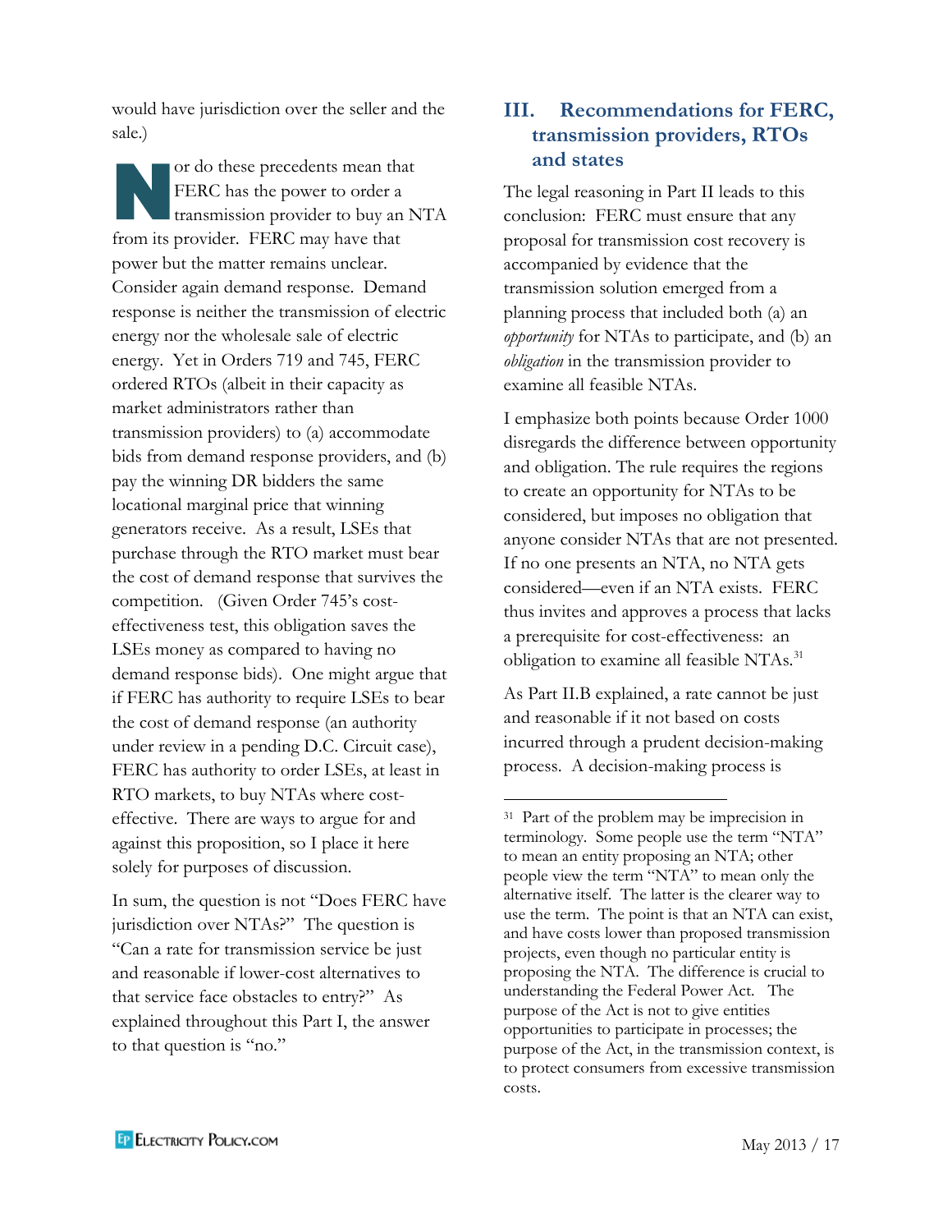would have jurisdiction over the seller and the sale.)

Nor do these precedents mean that FERC has the power to order a transmission provider to buy an NTA from its provider. FERC may have that power but the matter remains unclear. Consider again demand response. Demand response is neither the transmission of electric energy nor the wholesale sale of electric energy. Yet in Orders 719 and 745, FERC ordered RTOs (albeit in their capacity as market administrators rather than transmission providers) to (a) accommodate bids from demand response providers, and (b) pay the winning DR bidders the same locational marginal price that winning generators receive. As a result, LSEs that purchase through the RTO market must bear the cost of demand response that survives the competition. (Given Order 745's cost-effectiveness test, this obligation saves the LSEs money as compared to having no demand response bids). One might argue that if FERC has authority to require LSEs to bear the cost of demand response (an authority under review in a pending D.C. Circuit case), FERC has authority to order LSEs, at least in RTO markets, to buy NTAs where cost-effective. There are ways to argue for and against this proposition, so I place it here solely for purposes of discussion.

In sum, the question is not "Does FERC have jurisdiction over NTAs?" The question is "Can a rate for transmission service be just and reasonable if lower-cost alternatives to that service face obstacles to entry?" As explained throughout this Part I, the answer to that question is "no."

## III. Recommendations for FERC, transmission providers, RTOs and states

The legal reasoning in Part II leads to this conclusion: FERC must ensure that any proposal for transmission cost recovery is accompanied by evidence that the transmission solution emerged from a planning process that included both (a) an *opportunity* for NTAs to participate, and (b) an *obligation* in the transmission provider to examine all feasible NTAs.

I emphasize both points because Order 1000 disregards the difference between opportunity and obligation. The rule requires the regions to create an opportunity for NTAs to be considered, but imposes no obligation that anyone consider NTAs that are not presented. If no one presents an NTA, no NTA gets considered—even if an NTA exists. FERC thus invites and approves a process that lacks a prerequisite for cost-effectiveness: an obligation to examine all feasible NTAs.[31]

As Part II.B explained, a rate cannot be just and reasonable if it not based on costs incurred through a prudent decision-making process. A decision-making process is

[31] Part of the problem may be imprecision in terminology. Some people use the term "NTA" to mean an entity proposing an NTA; other people view the term "NTA" to mean only the alternative itself. The latter is the clearer way to use the term. The point is that an NTA can exist, and have costs lower than proposed transmission projects, even though no particular entity is proposing the NTA. The difference is crucial to understanding the Federal Power Act. The purpose of the Act is not to give entities opportunities to participate in processes; the purpose of the Act, in the transmission context, is to protect consumers from excessive transmission costs.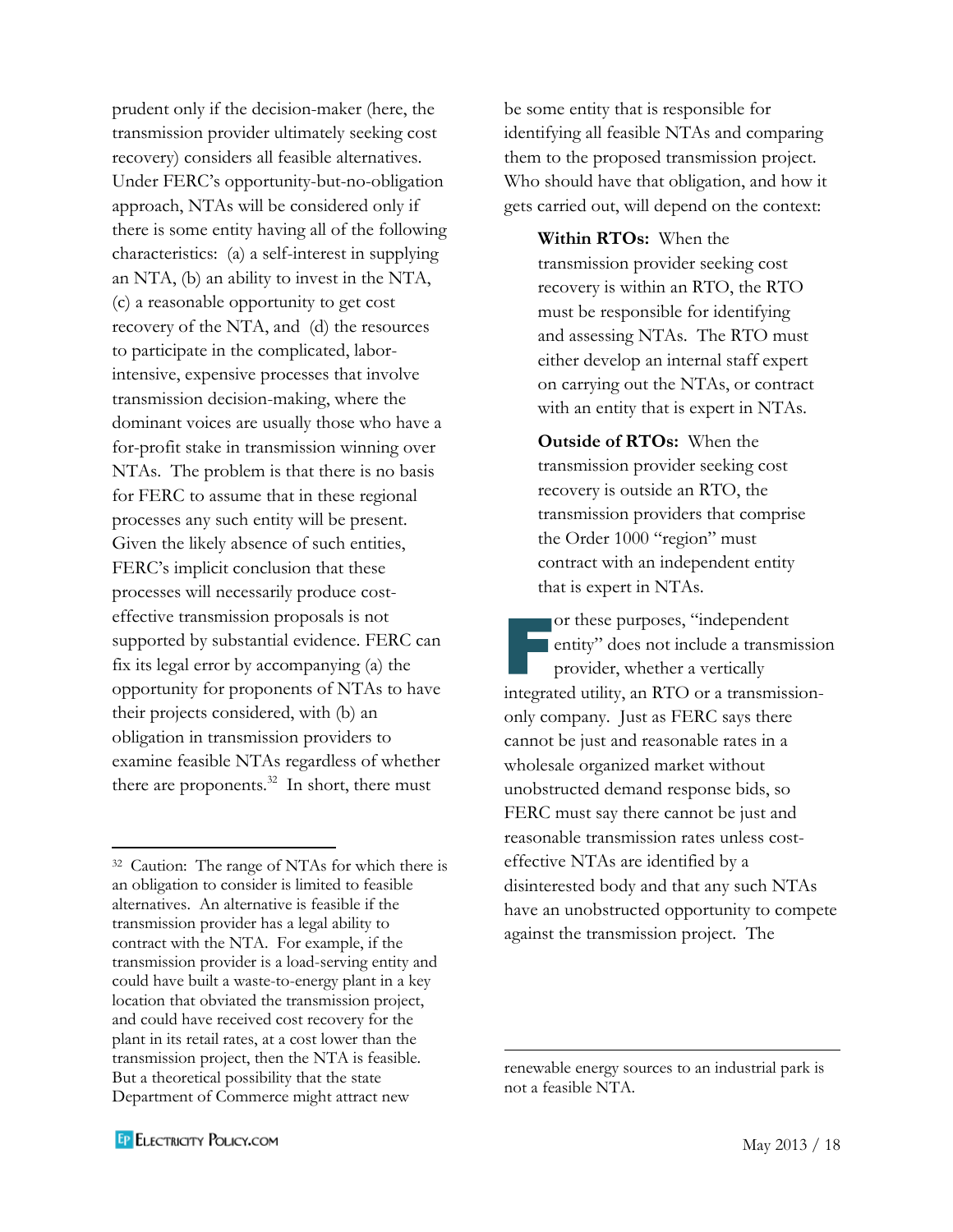prudent only if the decision-maker (here, the transmission provider ultimately seeking cost recovery) considers all feasible alternatives. Under FERC's opportunity-but-no-obligation approach, NTAs will be considered only if there is some entity having all of the following characteristics: (a) a self-interest in supplying an NTA, (b) an ability to invest in the NTA, (c) a reasonable opportunity to get cost recovery of the NTA, and (d) the resources to participate in the complicated, labor-intensive, expensive processes that involve transmission decision-making, where the dominant voices are usually those who have a for-profit stake in transmission winning over NTAs. The problem is that there is no basis for FERC to assume that in these regional processes any such entity will be present. Given the likely absence of such entities, FERC's implicit conclusion that these processes will necessarily produce cost-effective transmission proposals is not supported by substantial evidence. FERC can fix its legal error by accompanying (a) the opportunity for proponents of NTAs to have their projects considered, with (b) an obligation in transmission providers to examine feasible NTAs regardless of whether there are proponents.[32] In short, there must be some entity that is responsible for identifying all feasible NTAs and comparing them to the proposed transmission project. Who should have that obligation, and how it gets carried out, will depend on the context:

> **Within RTOs:** When the transmission provider seeking cost recovery is within an RTO, the RTO must be responsible for identifying and assessing NTAs. The RTO must either develop an internal staff expert on carrying out the NTAs, or contract with an entity that is expert in NTAs.
>
> **Outside of RTOs:** When the transmission provider seeking cost recovery is outside an RTO, the transmission providers that comprise the Order 1000 "region" must contract with an independent entity that is expert in NTAs.

For these purposes, "independent entity" does not include a transmission provider, whether a vertically integrated utility, an RTO or a transmission-only company. Just as FERC says there cannot be just and reasonable rates in a wholesale organized market without unobstructed demand response bids, so FERC must say there cannot be just and reasonable transmission rates unless cost-effective NTAs are identified by a disinterested body and that any such NTAs have an unobstructed opportunity to compete against the transmission project. The

---

[32] Caution: The range of NTAs for which there is an obligation to consider is limited to feasible alternatives. An alternative is feasible if the transmission provider has a legal ability to contract with the NTA. For example, if the transmission provider is a load-serving entity and could have built a waste-to-energy plant in a key location that obviated the transmission project, and could have received cost recovery for the plant in its retail rates, at a cost lower than the transmission project, then the NTA is feasible. But a theoretical possibility that the state Department of Commerce might attract new renewable energy sources to an industrial park is not a feasible NTA.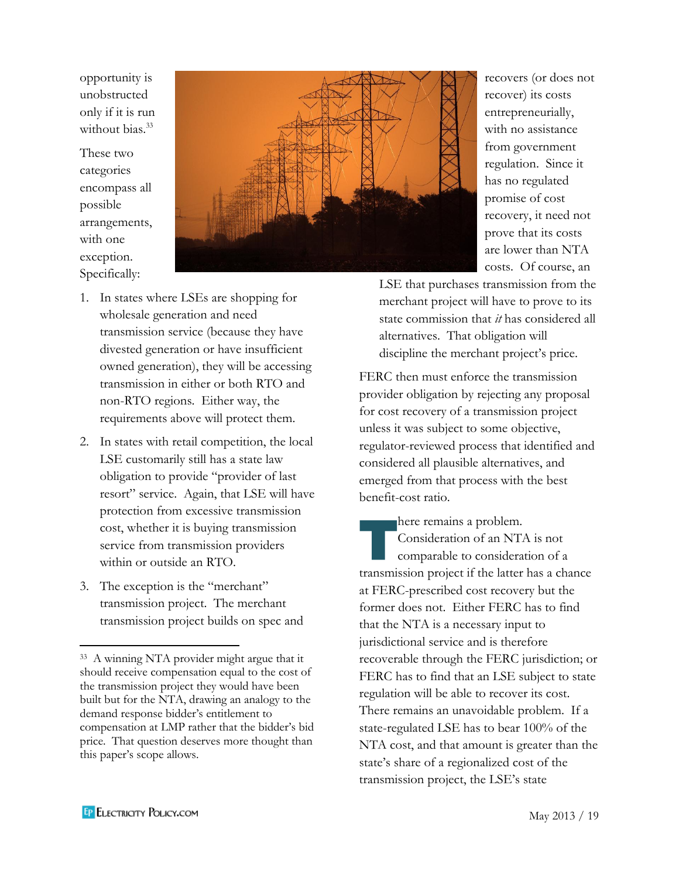opportunity is unobstructed only if it is run without bias.[33]

These two categories encompass all possible arrangements, with one exception. Specifically:

1. In states where LSEs are shopping for wholesale generation and need transmission service (because they have divested generation or have insufficient owned generation), they will be accessing transmission in either or both RTO and non-RTO regions. Either way, the requirements above will protect them.

2. In states with retail competition, the local LSE customarily still has a state law obligation to provide "provider of last resort" service. Again, that LSE will have protection from excessive transmission cost, whether it is buying transmission service from transmission providers within or outside an RTO.

3. The exception is the "merchant" transmission project. The merchant transmission project builds on spec and recovers (or does not recover) its costs entrepreneurially, with no assistance from government regulation. Since it has no regulated promise of cost recovery, it need not prove that its costs are lower than NTA costs. Of course, an LSE that purchases transmission from the merchant project will have to prove to its state commission that *it* has considered all alternatives. That obligation will discipline the merchant project's price.

FERC then must enforce the transmission provider obligation by rejecting any proposal for cost recovery of a transmission project unless it was subject to some objective, regulator-reviewed process that identified and considered all plausible alternatives, and emerged from that process with the best benefit-cost ratio.

There remains a problem. Consideration of an NTA is not comparable to consideration of a transmission project if the latter has a chance at FERC-prescribed cost recovery but the former does not. Either FERC has to find that the NTA is a necessary input to jurisdictional service and is therefore recoverable through the FERC jurisdiction; or FERC has to find that an LSE subject to state regulation will be able to recover its cost. There remains an unavoidable problem. If a state-regulated LSE has to bear 100% of the NTA cost, and that amount is greater than the state's share of a regionalized cost of the transmission project, the LSE's state

[33] A winning NTA provider might argue that it should receive compensation equal to the cost of the transmission project they would have been built but for the NTA, drawing an analogy to the demand response bidder's entitlement to compensation at LMP rather that the bidder's bid price. That question deserves more thought than this paper's scope allows.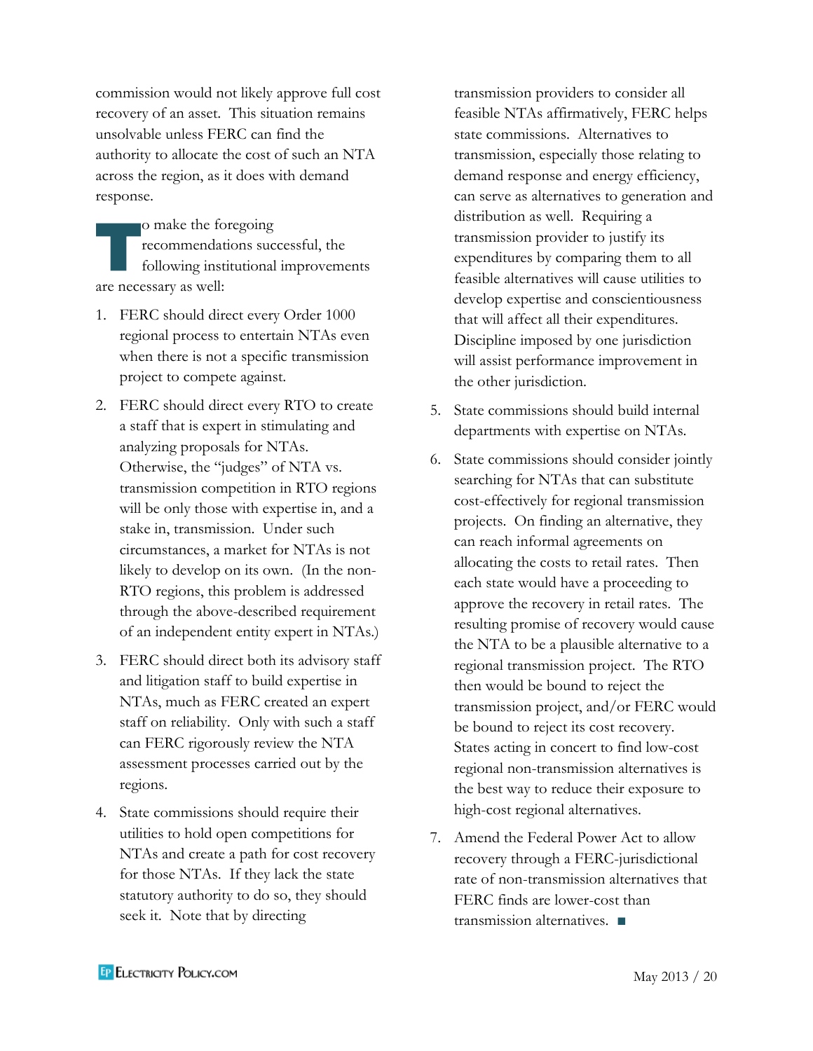commission would not likely approve full cost recovery of an asset. This situation remains unsolvable unless FERC can find the authority to allocate the cost of such an NTA across the region, as it does with demand response.

To make the foregoing recommendations successful, the following institutional improvements are necessary as well:

1. FERC should direct every Order 1000 regional process to entertain NTAs even when there is not a specific transmission project to compete against.
2. FERC should direct every RTO to create a staff that is expert in stimulating and analyzing proposals for NTAs. Otherwise, the "judges" of NTA vs. transmission competition in RTO regions will be only those with expertise in, and a stake in, transmission. Under such circumstances, a market for NTAs is not likely to develop on its own. (In the non-RTO regions, this problem is addressed through the above-described requirement of an independent entity expert in NTAs.)
3. FERC should direct both its advisory staff and litigation staff to build expertise in NTAs, much as FERC created an expert staff on reliability. Only with such a staff can FERC rigorously review the NTA assessment processes carried out by the regions.
4. State commissions should require their utilities to hold open competitions for NTAs and create a path for cost recovery for those NTAs. If they lack the state statutory authority to do so, they should seek it. Note that by directing transmission providers to consider all feasible NTAs affirmatively, FERC helps state commissions. Alternatives to transmission, especially those relating to demand response and energy efficiency, can serve as alternatives to generation and distribution as well. Requiring a transmission provider to justify its expenditures by comparing them to all feasible alternatives will cause utilities to develop expertise and conscientiousness that will affect all their expenditures. Discipline imposed by one jurisdiction will assist performance improvement in the other jurisdiction.
5. State commissions should build internal departments with expertise on NTAs.
6. State commissions should consider jointly searching for NTAs that can substitute cost-effectively for regional transmission projects. On finding an alternative, they can reach informal agreements on allocating the costs to retail rates. Then each state would have a proceeding to approve the recovery in retail rates. The resulting promise of recovery would cause the NTA to be a plausible alternative to a regional transmission project. The RTO then would be bound to reject the transmission project, and/or FERC would be bound to reject its cost recovery. States acting in concert to find low-cost regional non-transmission alternatives is the best way to reduce their exposure to high-cost regional alternatives.
7. Amend the Federal Power Act to allow recovery through a FERC-jurisdictional rate of non-transmission alternatives that FERC finds are lower-cost than transmission alternatives. ■